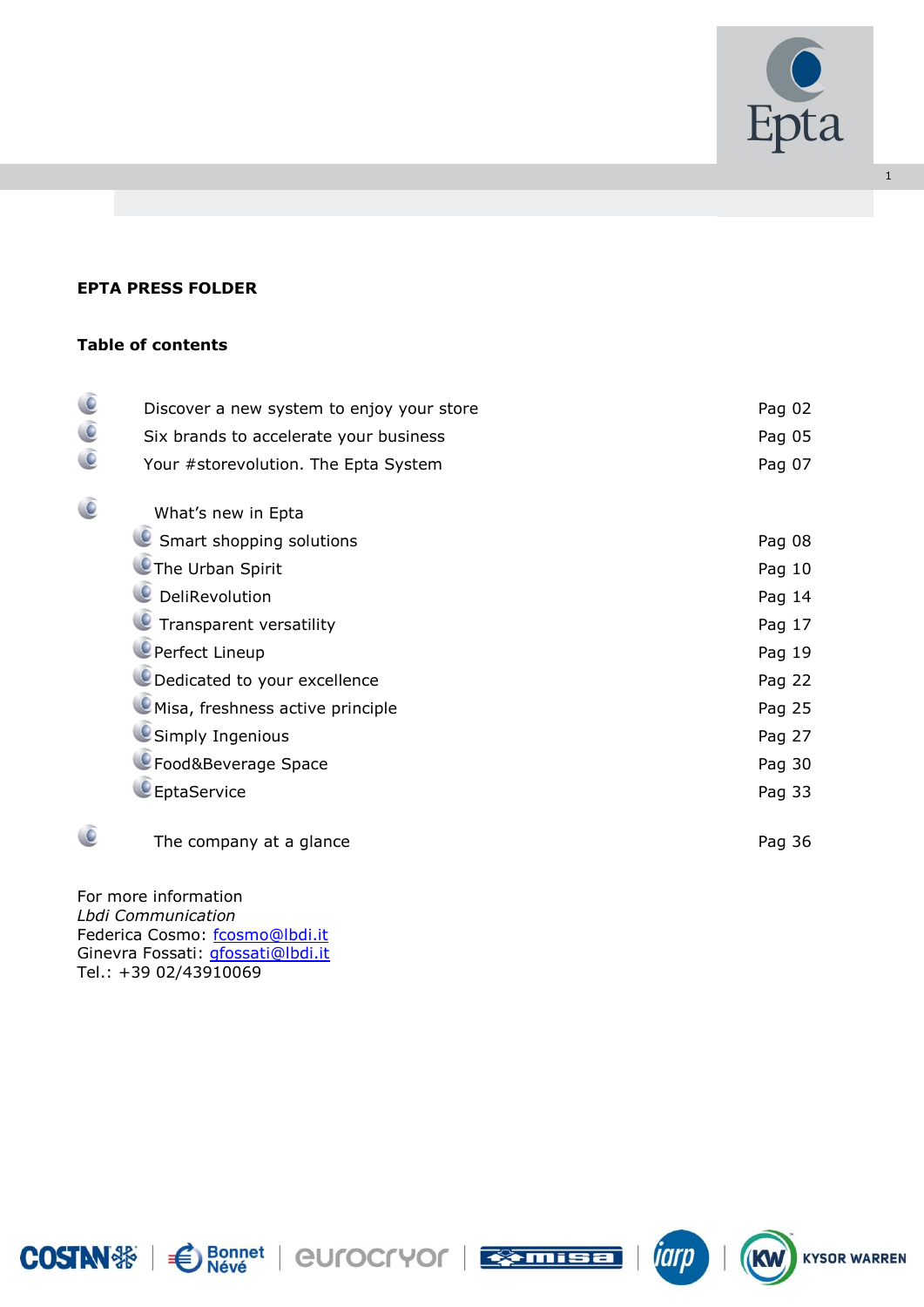# EPTA PRESS FOLDER

## Table of contents

- Discover a new system to enjoy your store — Pag 02
- Six brands to accelerate your business — Pag 05
- Your #storevolution. The Epta System — Pag 07
- What's new in Epta
  - Smart shopping solutions — Pag 08
  - The Urban Spirit — Pag 10
  - DeliRevolution — Pag 14
  - Transparent versatility — Pag 17
  - Perfect Lineup — Pag 19
  - Dedicated to your excellence — Pag 22
  - Misa, freshness active principle — Pag 25
  - Simply Ingenious — Pag 27
  - Food&Beverage Space — Pag 30
  - EptaService — Pag 33
- The company at a glance — Pag 36

For more information
*Lbdi Communication*
Federica Cosmo: fcosmo@lbdi.it
Ginevra Fossati: gfossati@lbdi.it
Tel.: +39 02/43910069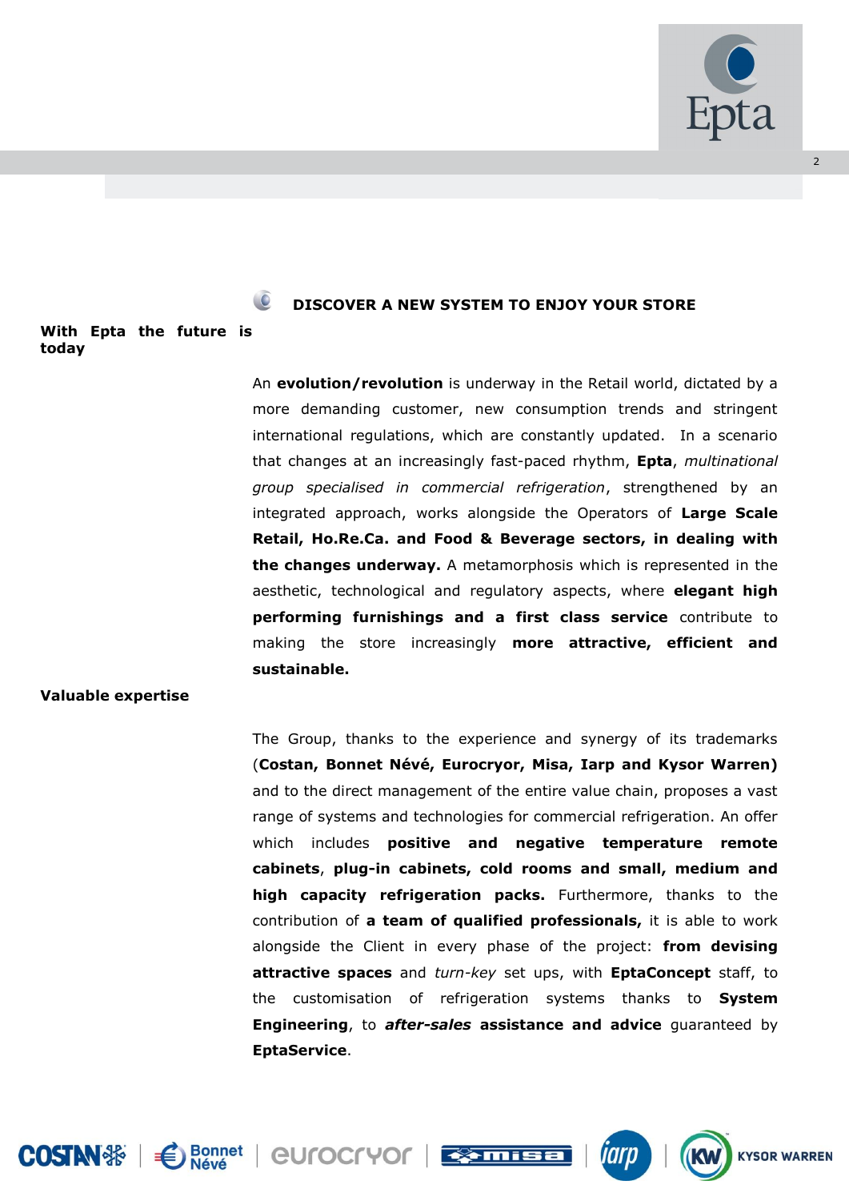## DISCOVER A NEW SYSTEM TO ENJOY YOUR STORE

**With Epta the future is today**

An **evolution/revolution** is underway in the Retail world, dictated by a more demanding customer, new consumption trends and stringent international regulations, which are constantly updated. In a scenario that changes at an increasingly fast-paced rhythm, **Epta**, *multinational group specialised in commercial refrigeration*, strengthened by an integrated approach, works alongside the Operators of **Large Scale Retail, Ho.Re.Ca. and Food & Beverage sectors, in dealing with the changes underway.** A metamorphosis which is represented in the aesthetic, technological and regulatory aspects, where **elegant high performing furnishings and a first class service** contribute to making the store increasingly **more attractive, efficient and sustainable.**

**Valuable expertise**

The Group, thanks to the experience and synergy of its trademarks (**Costan, Bonnet Névé, Eurocryor, Misa, Iarp and Kysor Warren)** and to the direct management of the entire value chain, proposes a vast range of systems and technologies for commercial refrigeration. An offer which includes **positive and negative temperature remote cabinets**, **plug-in cabinets, cold rooms and small, medium and high capacity refrigeration packs.** Furthermore, thanks to the contribution of **a team of qualified professionals,** it is able to work alongside the Client in every phase of the project: **from devising attractive spaces** and *turn-key* set ups, with **EptaConcept** staff, to the customisation of refrigeration systems thanks to **System Engineering**, to ***after-sales* assistance and advice** guaranteed by **EptaService**.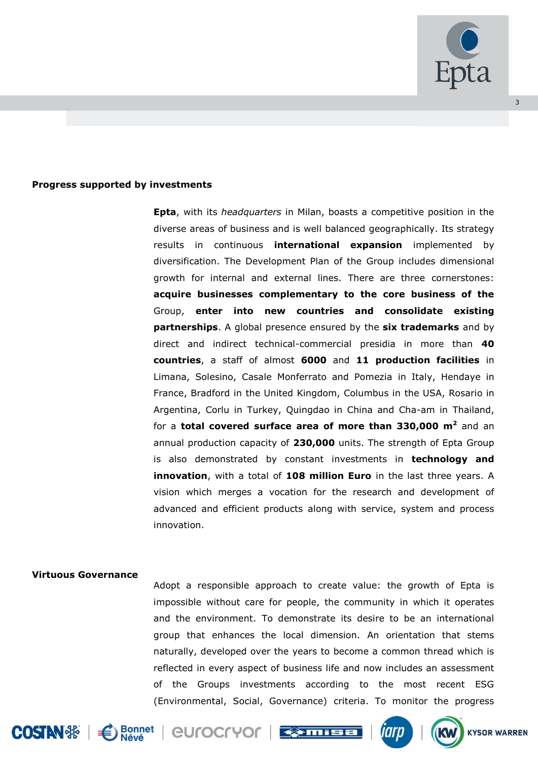## Progress supported by investments

**Epta**, with its *headquarters* in Milan, boasts a competitive position in the diverse areas of business and is well balanced geographically. Its strategy results in continuous **international expansion** implemented by diversification. The Development Plan of the Group includes dimensional growth for internal and external lines. There are three cornerstones: **acquire businesses complementary to the core business of the** Group, **enter into new countries and consolidate existing partnerships**. A global presence ensured by the **six trademarks** and by direct and indirect technical-commercial presidia in more than **40 countries**, a staff of almost **6000** and **11 production facilities** in Limana, Solesino, Casale Monferrato and Pomezia in Italy, Hendaye in France, Bradford in the United Kingdom, Columbus in the USA, Rosario in Argentina, Corlu in Turkey, Quingdao in China and Cha-am in Thailand, for a **total covered surface area of more than 330,000 m²** and an annual production capacity of **230,000** units. The strength of Epta Group is also demonstrated by constant investments in **technology and innovation**, with a total of **108 million Euro** in the last three years. A vision which merges a vocation for the research and development of advanced and efficient products along with service, system and process innovation.

## Virtuous Governance

Adopt a responsible approach to create value: the growth of Epta is impossible without care for people, the community in which it operates and the environment. To demonstrate its desire to be an international group that enhances the local dimension. An orientation that stems naturally, developed over the years to become a common thread which is reflected in every aspect of business life and now includes an assessment of the Groups investments according to the most recent ESG (Environmental, Social, Governance) criteria. To monitor the progress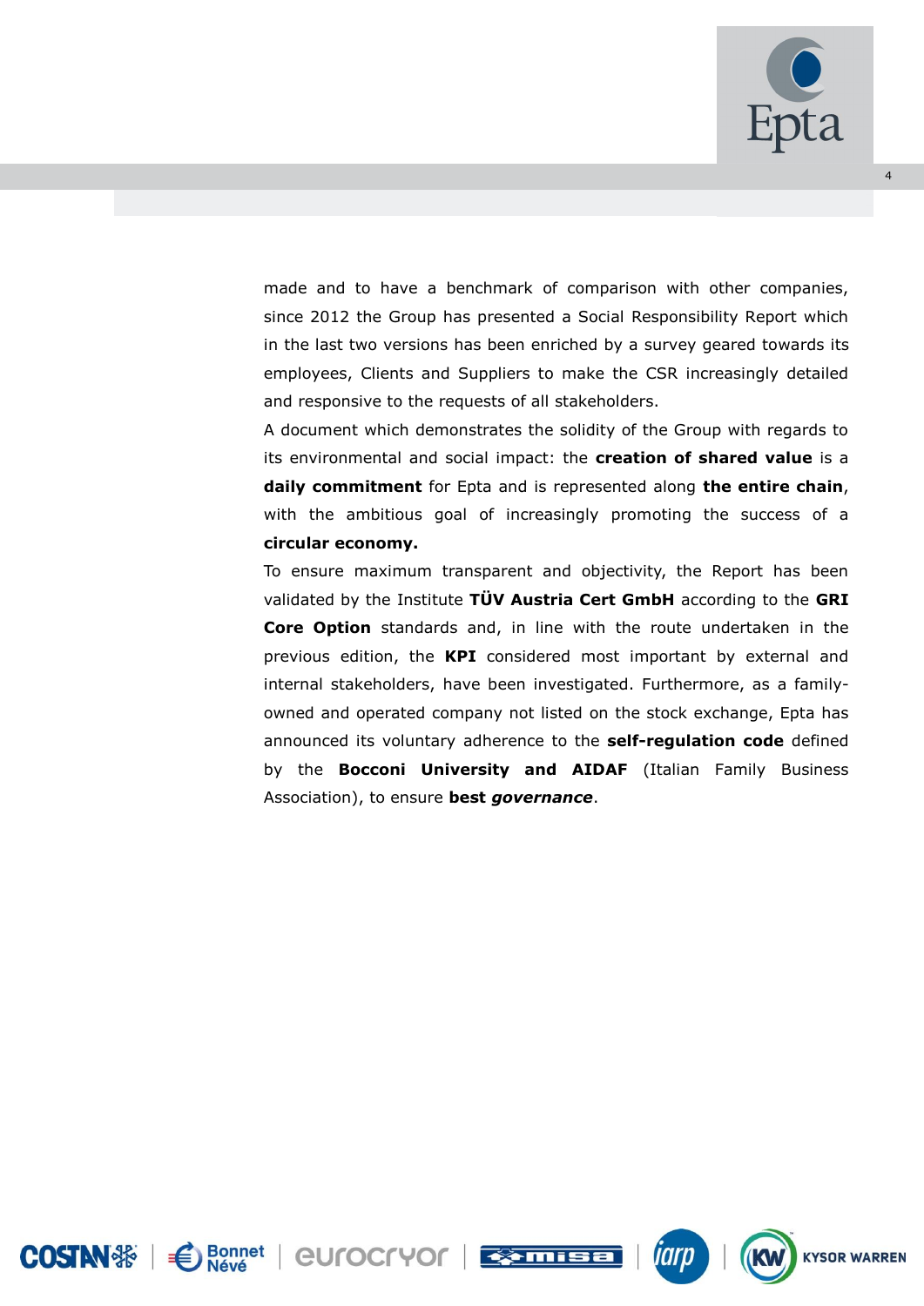made and to have a benchmark of comparison with other companies, since 2012 the Group has presented a Social Responsibility Report which in the last two versions has been enriched by a survey geared towards its employees, Clients and Suppliers to make the CSR increasingly detailed and responsive to the requests of all stakeholders.

A document which demonstrates the solidity of the Group with regards to its environmental and social impact: the **creation of shared value** is a **daily commitment** for Epta and is represented along **the entire chain**, with the ambitious goal of increasingly promoting the success of a **circular economy.**

To ensure maximum transparent and objectivity, the Report has been validated by the Institute **TÜV Austria Cert GmbH** according to the **GRI Core Option** standards and, in line with the route undertaken in the previous edition, the **KPI** considered most important by external and internal stakeholders, have been investigated. Furthermore, as a family-owned and operated company not listed on the stock exchange, Epta has announced its voluntary adherence to the **self-regulation code** defined by the **Bocconi University and AIDAF** (Italian Family Business Association), to ensure **best *governance***.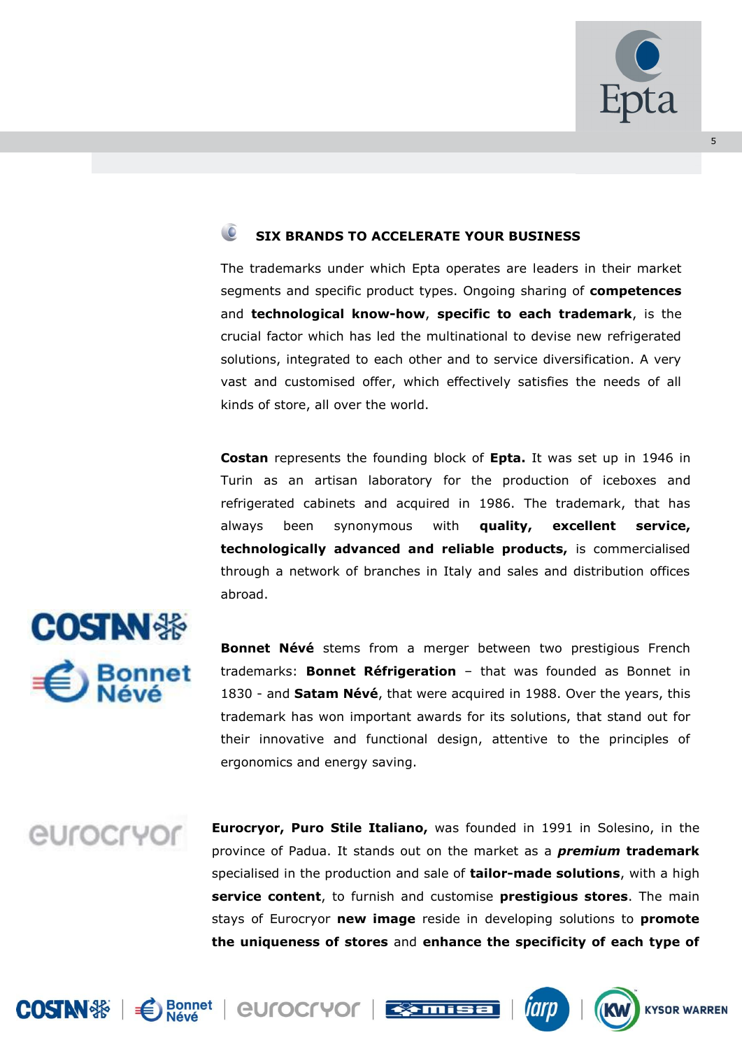## SIX BRANDS TO ACCELERATE YOUR BUSINESS

The trademarks under which Epta operates are leaders in their market segments and specific product types. Ongoing sharing of **competences** and **technological know-how**, **specific to each trademark**, is the crucial factor which has led the multinational to devise new refrigerated solutions, integrated to each other and to service diversification. A very vast and customised offer, which effectively satisfies the needs of all kinds of store, all over the world.

**Costan** represents the founding block of **Epta.** It was set up in 1946 in Turin as an artisan laboratory for the production of iceboxes and refrigerated cabinets and acquired in 1986. The trademark, that has always been synonymous with **quality, excellent service, technologically advanced and reliable products,** is commercialised through a network of branches in Italy and sales and distribution offices abroad.

**Bonnet Névé** stems from a merger between two prestigious French trademarks: **Bonnet Réfrigeration** – that was founded as Bonnet in 1830 - and **Satam Névé**, that were acquired in 1988. Over the years, this trademark has won important awards for its solutions, that stand out for their innovative and functional design, attentive to the principles of ergonomics and energy saving.

**Eurocryor, Puro Stile Italiano,** was founded in 1991 in Solesino, in the province of Padua. It stands out on the market as a ***premium*** **trademark** specialised in the production and sale of **tailor-made solutions**, with a high **service content**, to furnish and customise **prestigious stores**. The main stays of Eurocryor **new image** reside in developing solutions to **promote the uniqueness of stores** and **enhance the specificity of each type of**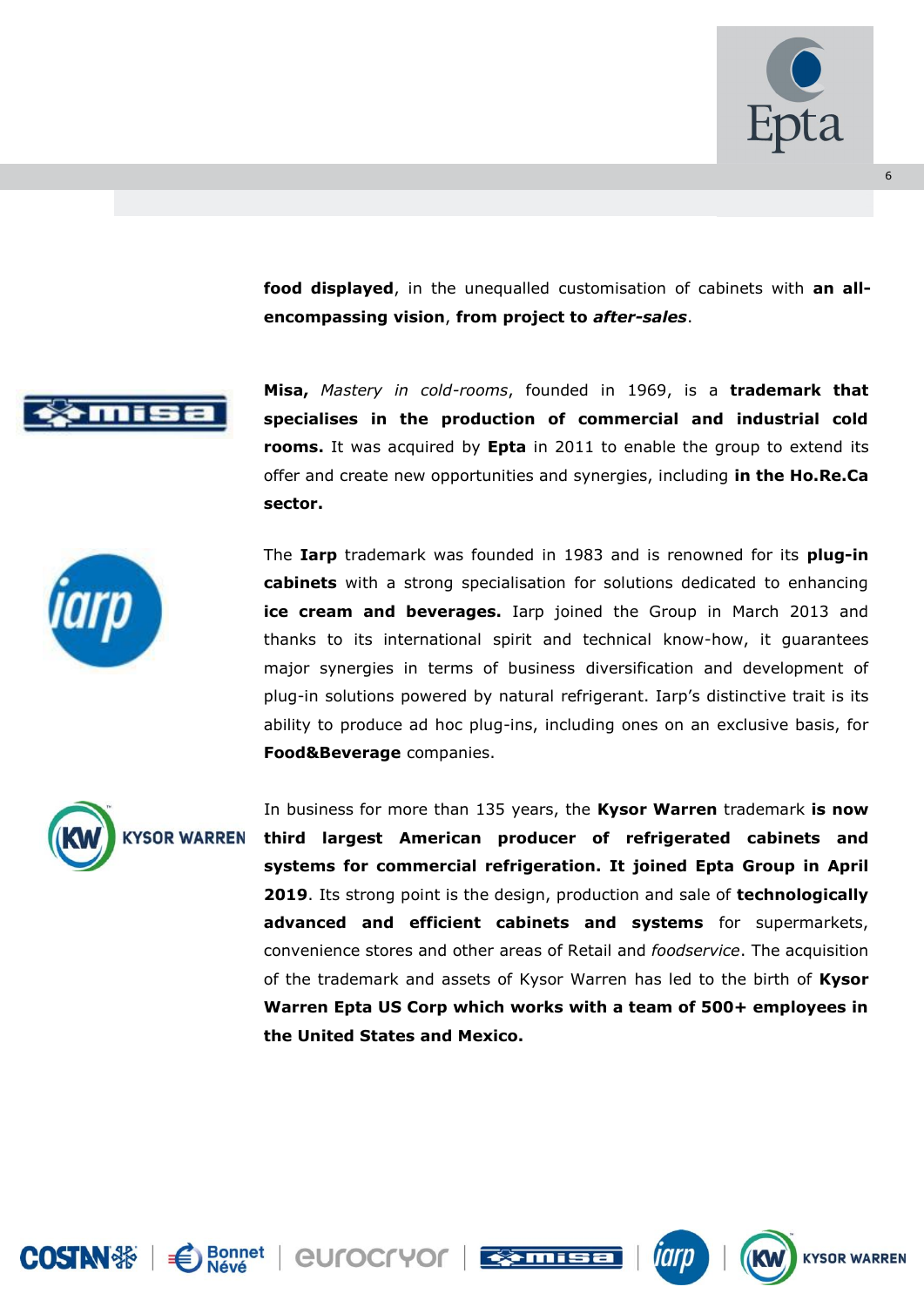**food displayed**, in the unequalled customisation of cabinets with **an all-encompassing vision**, **from project to *after-sales***.

**Misa,** *Mastery in cold-rooms*, founded in 1969, is a **trademark that specialises in the production of commercial and industrial cold rooms.** It was acquired by **Epta** in 2011 to enable the group to extend its offer and create new opportunities and synergies, including **in the Ho.Re.Ca sector.**

The **Iarp** trademark was founded in 1983 and is renowned for its **plug-in cabinets** with a strong specialisation for solutions dedicated to enhancing **ice cream and beverages.** Iarp joined the Group in March 2013 and thanks to its international spirit and technical know-how, it guarantees major synergies in terms of business diversification and development of plug-in solutions powered by natural refrigerant. Iarp's distinctive trait is its ability to produce ad hoc plug-ins, including ones on an exclusive basis, for **Food&Beverage** companies.

In business for more than 135 years, the **Kysor Warren** trademark **is now third largest American producer of refrigerated cabinets and systems for commercial refrigeration. It joined Epta Group in April 2019**. Its strong point is the design, production and sale of **technologically advanced and efficient cabinets and systems** for supermarkets, convenience stores and other areas of Retail and *foodservice*. The acquisition of the trademark and assets of Kysor Warren has led to the birth of **Kysor Warren Epta US Corp which works with a team of 500+ employees in the United States and Mexico.**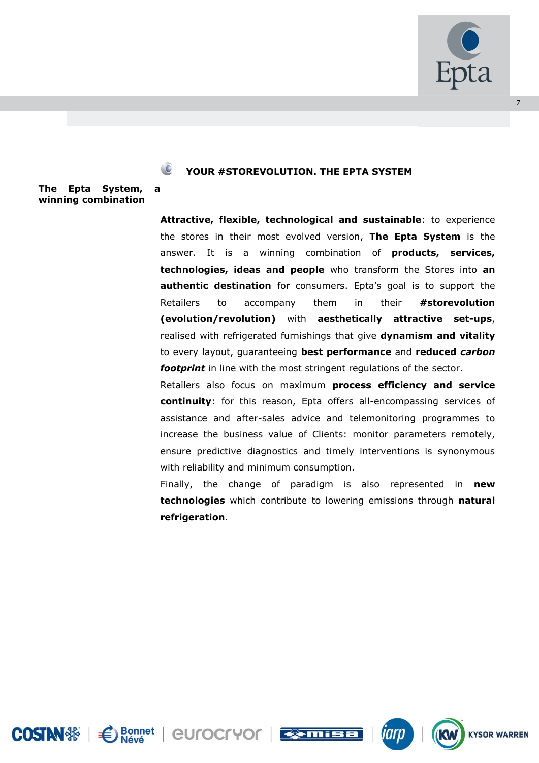## YOUR #STOREVOLUTION. THE EPTA SYSTEM

**The Epta System, a winning combination**

**Attractive, flexible, technological and sustainable**: to experience the stores in their most evolved version, **The Epta System** is the answer. It is a winning combination of **products, services, technologies, ideas and people** who transform the Stores into **an authentic destination** for consumers. Epta's goal is to support the Retailers to accompany them in their **#storevolution (evolution/revolution)** with **aesthetically attractive set-ups**, realised with refrigerated furnishings that give **dynamism and vitality** to every layout, guaranteeing **best performance** and **reduced *carbon footprint*** in line with the most stringent regulations of the sector.

Retailers also focus on maximum **process efficiency and service continuity**: for this reason, Epta offers all-encompassing services of assistance and after-sales advice and telemonitoring programmes to increase the business value of Clients: monitor parameters remotely, ensure predictive diagnostics and timely interventions is synonymous with reliability and minimum consumption.

Finally, the change of paradigm is also represented in **new technologies** which contribute to lowering emissions through **natural refrigeration**.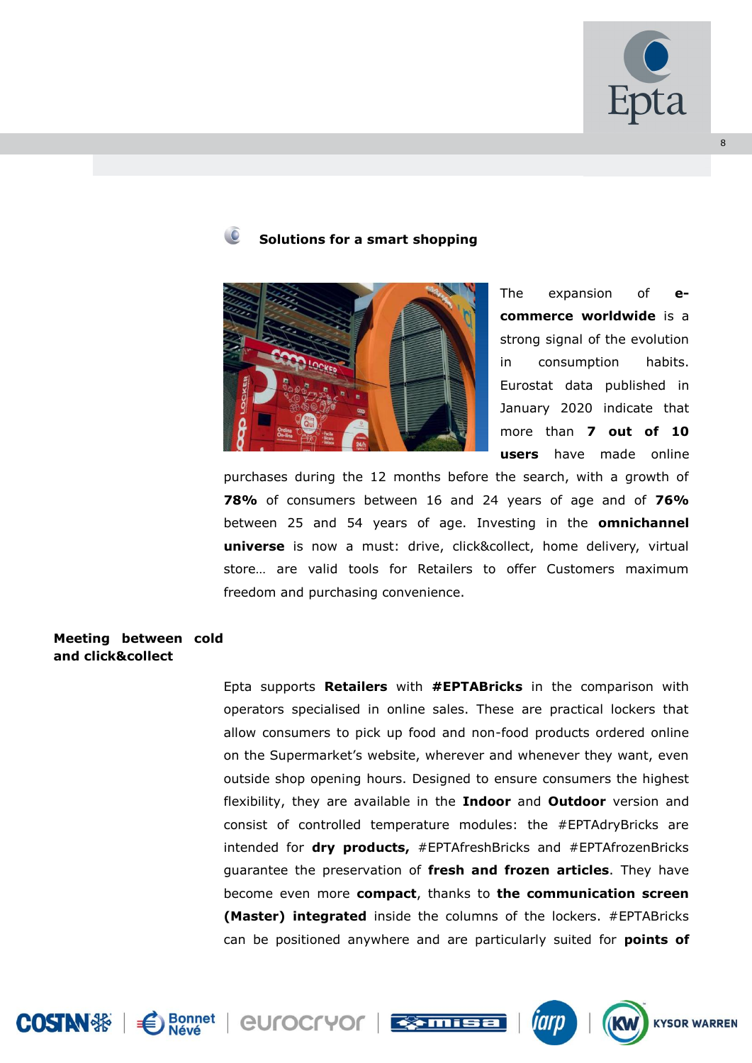### Solutions for a smart shopping

The expansion of **e-commerce worldwide** is a strong signal of the evolution in consumption habits. Eurostat data published in January 2020 indicate that more than **7 out of 10 users** have made online purchases during the 12 months before the search, with a growth of **78%** of consumers between 16 and 24 years of age and of **76%** between 25 and 54 years of age. Investing in the **omnichannel universe** is now a must: drive, click&collect, home delivery, virtual store… are valid tools for Retailers to offer Customers maximum freedom and purchasing convenience.

**Meeting between cold and click&collect**

Epta supports **Retailers** with **#EPTABricks** in the comparison with operators specialised in online sales. These are practical lockers that allow consumers to pick up food and non-food products ordered online on the Supermarket's website, wherever and whenever they want, even outside shop opening hours. Designed to ensure consumers the highest flexibility, they are available in the **Indoor** and **Outdoor** version and consist of controlled temperature modules: the #EPTAdryBricks are intended for **dry products,** #EPTAfreshBricks and #EPTAfrozenBricks guarantee the preservation of **fresh and frozen articles**. They have become even more **compact**, thanks to **the communication screen (Master) integrated** inside the columns of the lockers. #EPTABricks can be positioned anywhere and are particularly suited for **points of**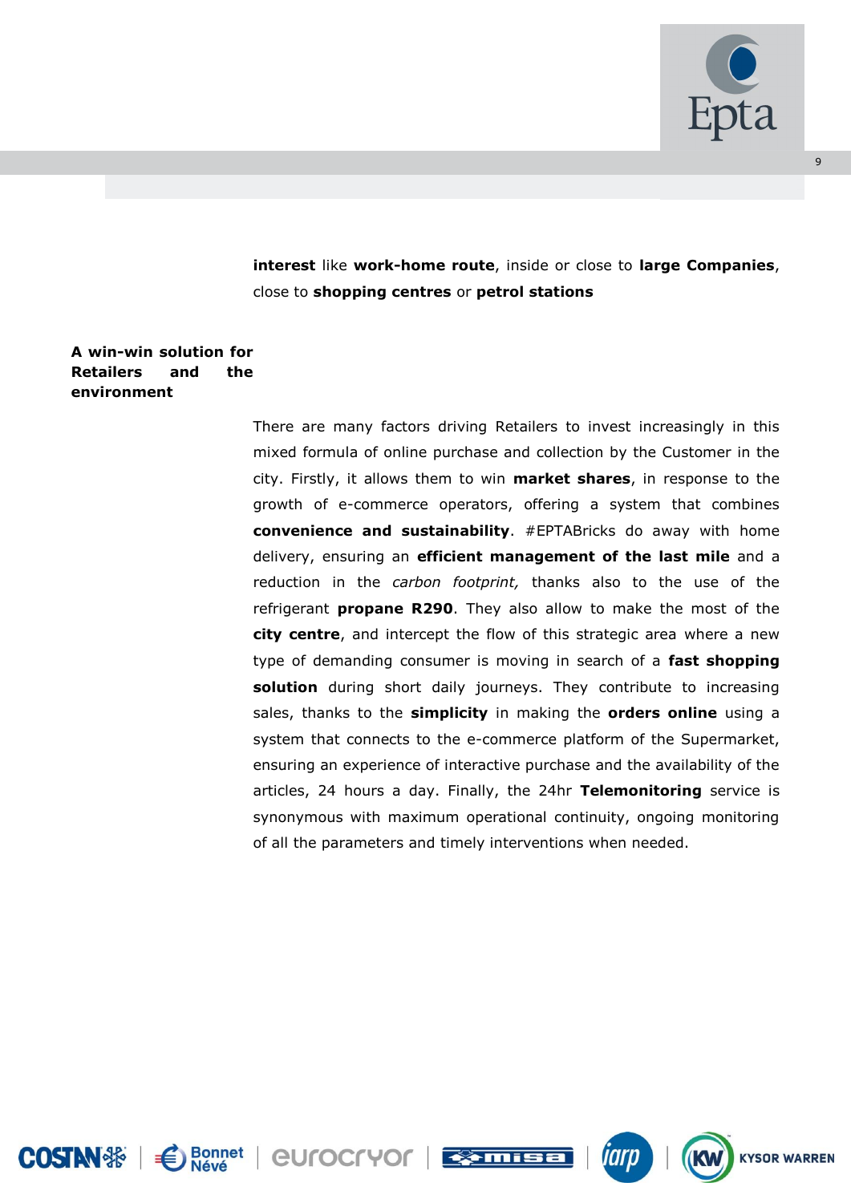**interest** like **work-home route**, inside or close to **large Companies**, close to **shopping centres** or **petrol stations**

### A win-win solution for Retailers and the environment

There are many factors driving Retailers to invest increasingly in this mixed formula of online purchase and collection by the Customer in the city. Firstly, it allows them to win **market shares**, in response to the growth of e-commerce operators, offering a system that combines **convenience and sustainability**. #EPTABricks do away with home delivery, ensuring an **efficient management of the last mile** and a reduction in the *carbon footprint,* thanks also to the use of the refrigerant **propane R290**. They also allow to make the most of the **city centre**, and intercept the flow of this strategic area where a new type of demanding consumer is moving in search of a **fast shopping solution** during short daily journeys. They contribute to increasing sales, thanks to the **simplicity** in making the **orders online** using a system that connects to the e-commerce platform of the Supermarket, ensuring an experience of interactive purchase and the availability of the articles, 24 hours a day. Finally, the 24hr **Telemonitoring** service is synonymous with maximum operational continuity, ongoing monitoring of all the parameters and timely interventions when needed.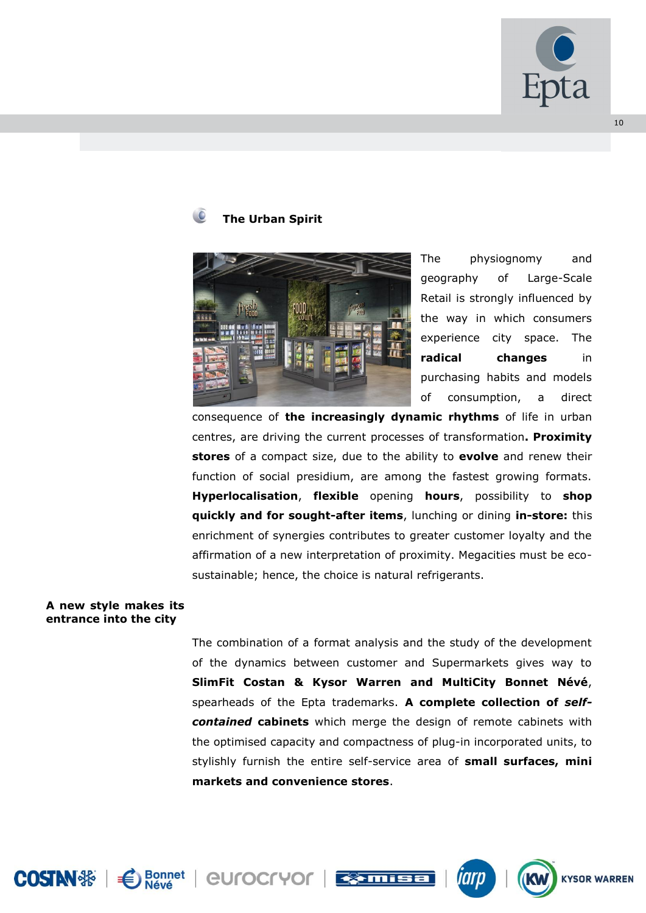## The Urban Spirit

The physiognomy and geography of Large-Scale Retail is strongly influenced by the way in which consumers experience city space. The **radical changes** in purchasing habits and models of consumption, a direct consequence of **the increasingly dynamic rhythms** of life in urban centres, are driving the current processes of transformation**. Proximity stores** of a compact size, due to the ability to **evolve** and renew their function of social presidium, are among the fastest growing formats. **Hyperlocalisation**, **flexible** opening **hours**, possibility to **shop quickly and for sought-after items**, lunching or dining **in-store:** this enrichment of synergies contributes to greater customer loyalty and the affirmation of a new interpretation of proximity. Megacities must be eco-sustainable; hence, the choice is natural refrigerants.

**A new style makes its entrance into the city**

The combination of a format analysis and the study of the development of the dynamics between customer and Supermarkets gives way to **SlimFit Costan & Kysor Warren and MultiCity Bonnet Névé**, spearheads of the Epta trademarks. **A complete collection of *self-contained* cabinets** which merge the design of remote cabinets with the optimised capacity and compactness of plug-in incorporated units, to stylishly furnish the entire self-service area of **small surfaces, mini markets and convenience stores**.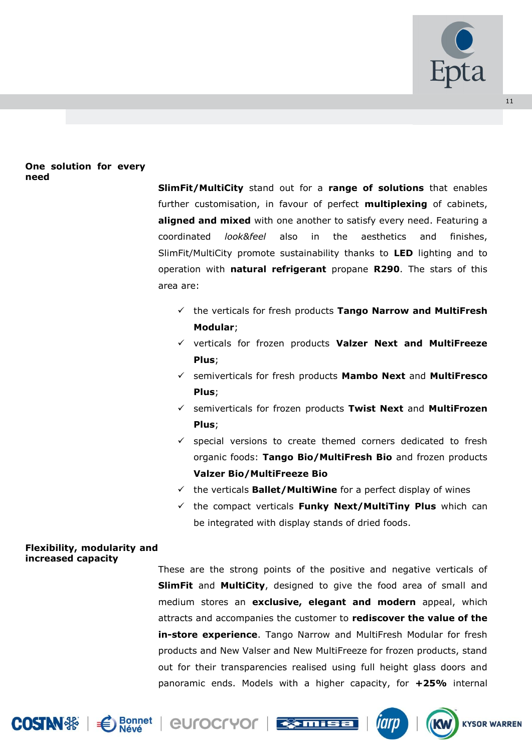## One solution for every need

**SlimFit/MultiCity** stand out for a **range of solutions** that enables further customisation, in favour of perfect **multiplexing** of cabinets, **aligned and mixed** with one another to satisfy every need. Featuring a coordinated *look&feel* also in the aesthetics and finishes, SlimFit/MultiCity promote sustainability thanks to **LED** lighting and to operation with **natural refrigerant** propane **R290**. The stars of this area are:

- ✓ the verticals for fresh products **Tango Narrow and MultiFresh Modular**;
- ✓ verticals for frozen products **Valzer Next and MultiFreeze Plus**;
- ✓ semiverticals for fresh products **Mambo Next** and **MultiFresco Plus**;
- ✓ semiverticals for frozen products **Twist Next** and **MultiFrozen Plus**;
- ✓ special versions to create themed corners dedicated to fresh organic foods: **Tango Bio/MultiFresh Bio** and frozen products **Valzer Bio/MultiFreeze Bio**
- ✓ the verticals **Ballet/MultiWine** for a perfect display of wines
- ✓ the compact verticals **Funky Next/MultiTiny Plus** which can be integrated with display stands of dried foods.

## Flexibility, modularity and increased capacity

These are the strong points of the positive and negative verticals of **SlimFit** and **MultiCity**, designed to give the food area of small and medium stores an **exclusive, elegant and modern** appeal, which attracts and accompanies the customer to **rediscover the value of the in-store experience**. Tango Narrow and MultiFresh Modular for fresh products and New Valser and New MultiFreeze for frozen products, stand out for their transparencies realised using full height glass doors and panoramic ends. Models with a higher capacity, for **+25%** internal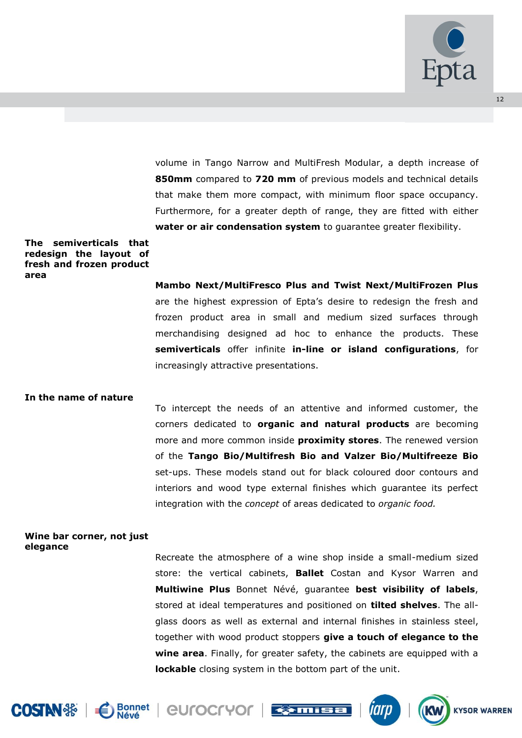volume in Tango Narrow and MultiFresh Modular, a depth increase of **850mm** compared to **720 mm** of previous models and technical details that make them more compact, with minimum floor space occupancy. Furthermore, for a greater depth of range, they are fitted with either **water or air condensation system** to guarantee greater flexibility.

**The semiverticals that redesign the layout of fresh and frozen product area**

**Mambo Next/MultiFresco Plus and Twist Next/MultiFrozen Plus** are the highest expression of Epta's desire to redesign the fresh and frozen product area in small and medium sized surfaces through merchandising designed ad hoc to enhance the products. These **semiverticals** offer infinite **in-line or island configurations**, for increasingly attractive presentations.

**In the name of nature**

To intercept the needs of an attentive and informed customer, the corners dedicated to **organic and natural products** are becoming more and more common inside **proximity stores**. The renewed version of the **Tango Bio/Multifresh Bio and Valzer Bio/Multifreeze Bio** set-ups. These models stand out for black coloured door contours and interiors and wood type external finishes which guarantee its perfect integration with the *concept* of areas dedicated to *organic food.*

**Wine bar corner, not just elegance**

Recreate the atmosphere of a wine shop inside a small-medium sized store: the vertical cabinets, **Ballet** Costan and Kysor Warren and **Multiwine Plus** Bonnet Névé, guarantee **best visibility of labels**, stored at ideal temperatures and positioned on **tilted shelves**. The all-glass doors as well as external and internal finishes in stainless steel, together with wood product stoppers **give a touch of elegance to the wine area**. Finally, for greater safety, the cabinets are equipped with a **lockable** closing system in the bottom part of the unit.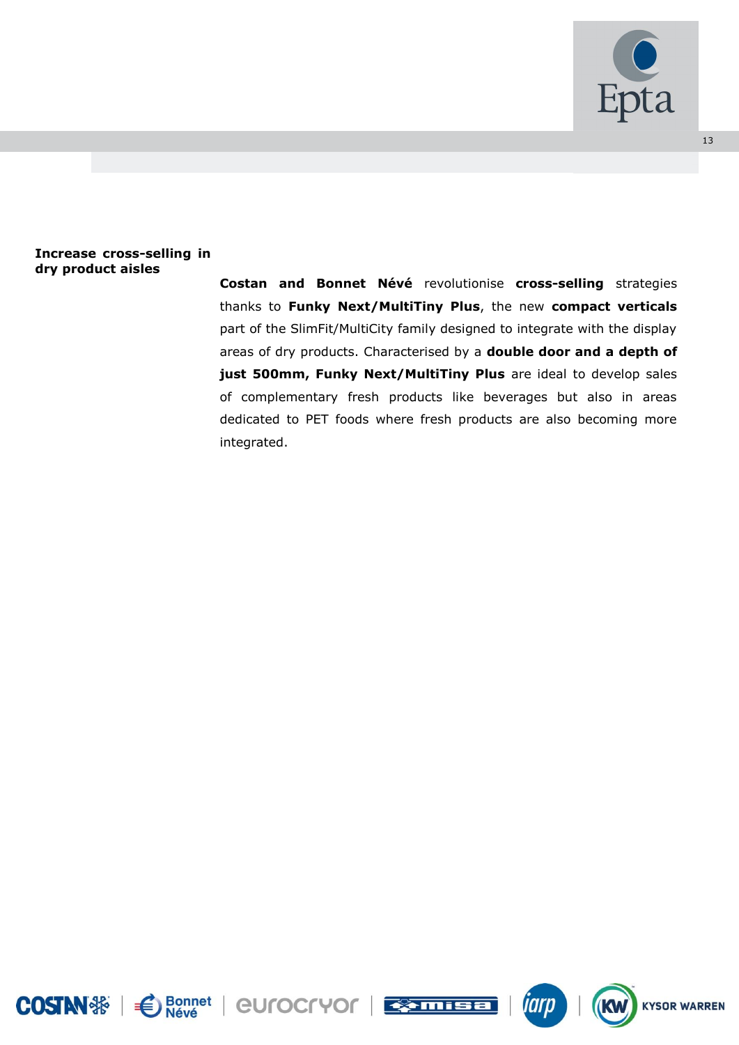**Increase cross-selling in dry product aisles**

**Costan and Bonnet Névé** revolutionise **cross-selling** strategies thanks to **Funky Next/MultiTiny Plus**, the new **compact verticals** part of the SlimFit/MultiCity family designed to integrate with the display areas of dry products. Characterised by a **double door and a depth of just 500mm, Funky Next/MultiTiny Plus** are ideal to develop sales of complementary fresh products like beverages but also in areas dedicated to PET foods where fresh products are also becoming more integrated.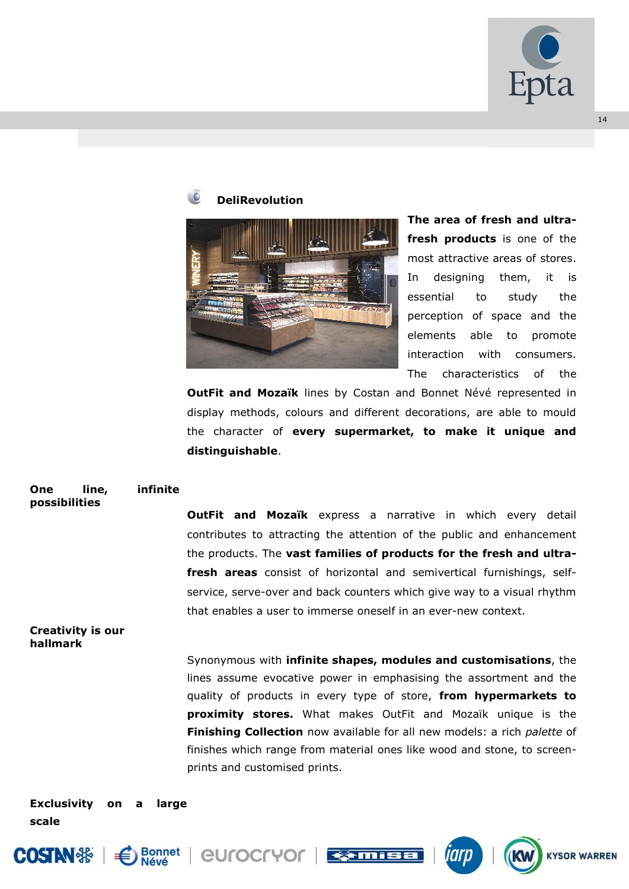## DeliRevolution

**The area of fresh and ultra-fresh products** is one of the most attractive areas of stores. In designing them, it is essential to study the perception of space and the elements able to promote interaction with consumers. The characteristics of the **OutFit and Mozaïk** lines by Costan and Bonnet Névé represented in display methods, colours and different decorations, are able to mould the character of **every supermarket, to make it unique and distinguishable**.

### One line, infinite possibilities

**OutFit and Mozaïk** express a narrative in which every detail contributes to attracting the attention of the public and enhancement the products. The **vast families of products for the fresh and ultra-fresh areas** consist of horizontal and semivertical furnishings, self-service, serve-over and back counters which give way to a visual rhythm that enables a user to immerse oneself in an ever-new context.

### Creativity is our hallmark

Synonymous with **infinite shapes, modules and customisations**, the lines assume evocative power in emphasising the assortment and the quality of products in every type of store, **from hypermarkets to proximity stores.** What makes OutFit and Mozaïk unique is the **Finishing Collection** now available for all new models: a rich *palette* of finishes which range from material ones like wood and stone, to screen-prints and customised prints.

### Exclusivity on a large scale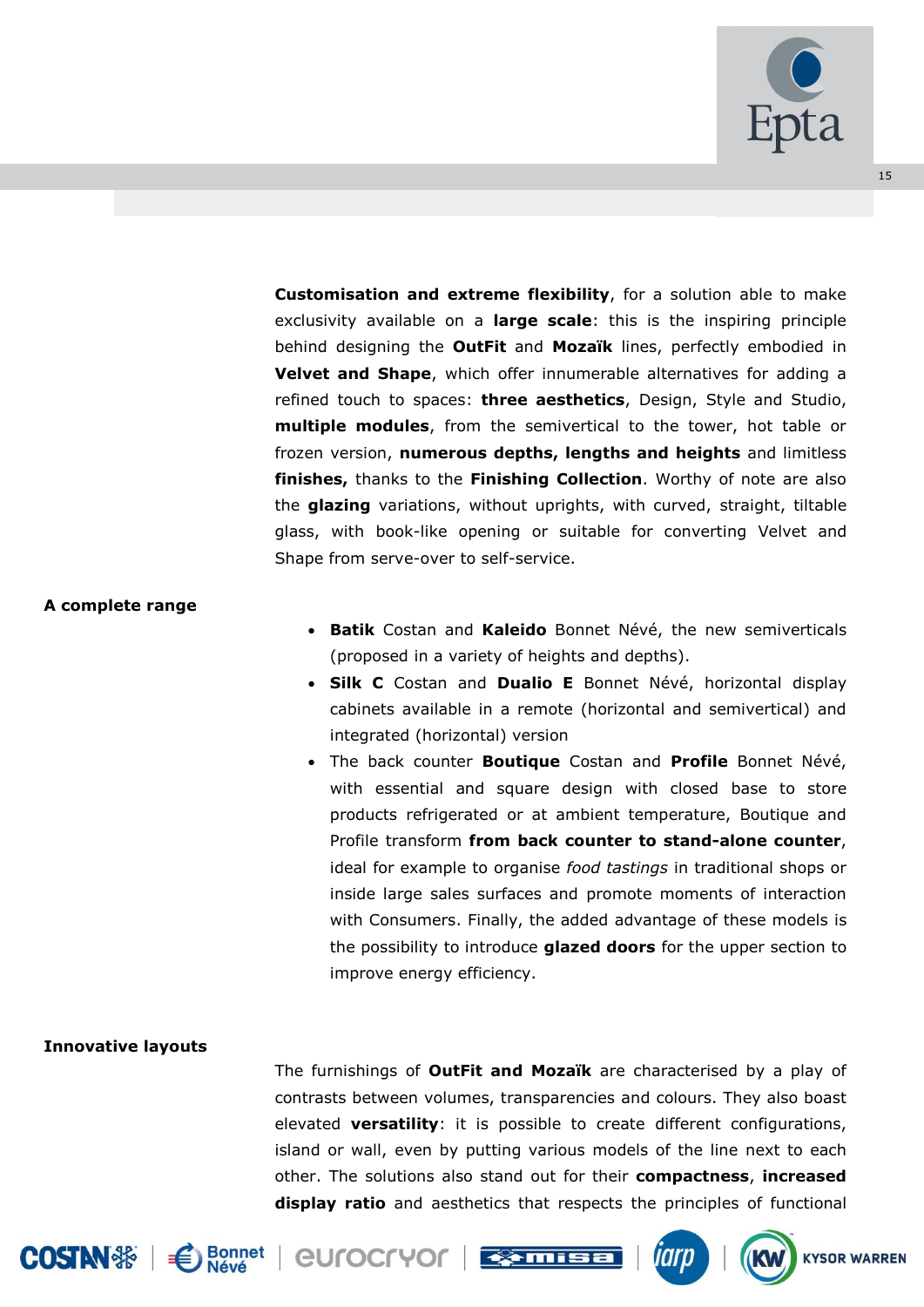**Customisation and extreme flexibility**, for a solution able to make exclusivity available on a **large scale**: this is the inspiring principle behind designing the **OutFit** and **Mozaïk** lines, perfectly embodied in **Velvet and Shape**, which offer innumerable alternatives for adding a refined touch to spaces: **three aesthetics**, Design, Style and Studio, **multiple modules**, from the semivertical to the tower, hot table or frozen version, **numerous depths, lengths and heights** and limitless **finishes,** thanks to the **Finishing Collection**. Worthy of note are also the **glazing** variations, without uprights, with curved, straight, tiltable glass, with book-like opening or suitable for converting Velvet and Shape from serve-over to self-service.

**A complete range**

- **Batik** Costan and **Kaleido** Bonnet Névé, the new semiverticals (proposed in a variety of heights and depths).
- **Silk C** Costan and **Dualio E** Bonnet Névé, horizontal display cabinets available in a remote (horizontal and semivertical) and integrated (horizontal) version
- The back counter **Boutique** Costan and **Profile** Bonnet Névé, with essential and square design with closed base to store products refrigerated or at ambient temperature, Boutique and Profile transform **from back counter to stand-alone counter**, ideal for example to organise *food tastings* in traditional shops or inside large sales surfaces and promote moments of interaction with Consumers. Finally, the added advantage of these models is the possibility to introduce **glazed doors** for the upper section to improve energy efficiency.

**Innovative layouts**

The furnishings of **OutFit and Mozaïk** are characterised by a play of contrasts between volumes, transparencies and colours. They also boast elevated **versatility**: it is possible to create different configurations, island or wall, even by putting various models of the line next to each other. The solutions also stand out for their **compactness**, **increased display ratio** and aesthetics that respects the principles of functional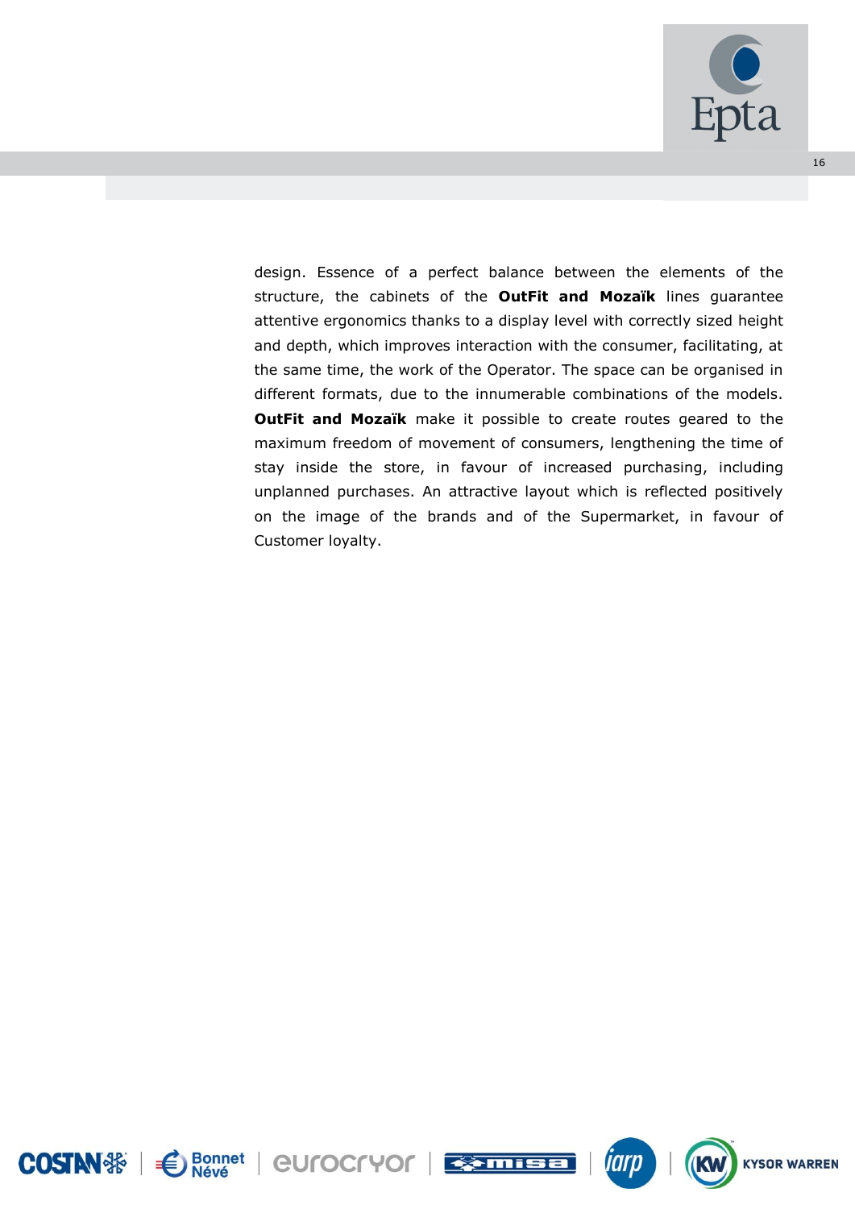design. Essence of a perfect balance between the elements of the structure, the cabinets of the **OutFit and Mozaïk** lines guarantee attentive ergonomics thanks to a display level with correctly sized height and depth, which improves interaction with the consumer, facilitating, at the same time, the work of the Operator. The space can be organised in different formats, due to the innumerable combinations of the models. **OutFit and Mozaïk** make it possible to create routes geared to the maximum freedom of movement of consumers, lengthening the time of stay inside the store, in favour of increased purchasing, including unplanned purchases. An attractive layout which is reflected positively on the image of the brands and of the Supermarket, in favour of Customer loyalty.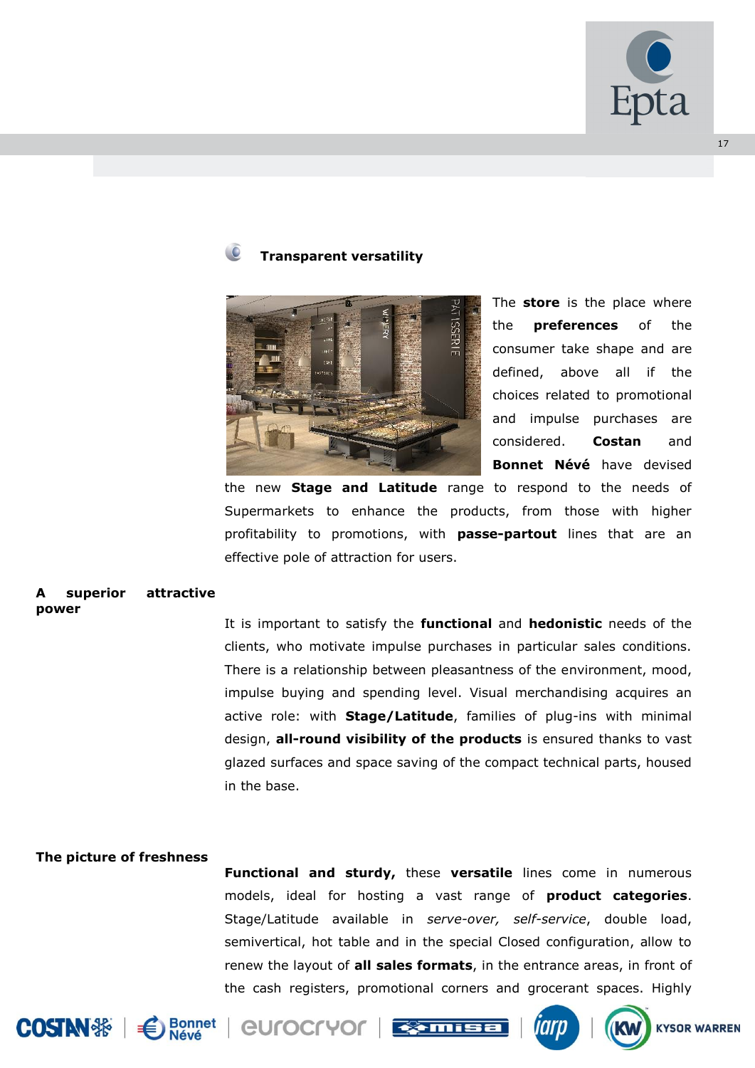### Transparent versatility

The **store** is the place where the **preferences** of the consumer take shape and are defined, above all if the choices related to promotional and impulse purchases are considered. **Costan** and **Bonnet Névé** have devised the new **Stage and Latitude** range to respond to the needs of Supermarkets to enhance the products, from those with higher profitability to promotions, with **passe-partout** lines that are an effective pole of attraction for users.

**A superior attractive power**

It is important to satisfy the **functional** and **hedonistic** needs of the clients, who motivate impulse purchases in particular sales conditions. There is a relationship between pleasantness of the environment, mood, impulse buying and spending level. Visual merchandising acquires an active role: with **Stage/Latitude**, families of plug-ins with minimal design, **all-round visibility of the products** is ensured thanks to vast glazed surfaces and space saving of the compact technical parts, housed in the base.

**The picture of freshness**

**Functional and sturdy,** these **versatile** lines come in numerous models, ideal for hosting a vast range of **product categories**. Stage/Latitude available in *serve-over, self-service*, double load, semivertical, hot table and in the special Closed configuration, allow to renew the layout of **all sales formats**, in the entrance areas, in front of the cash registers, promotional corners and grocerant spaces. Highly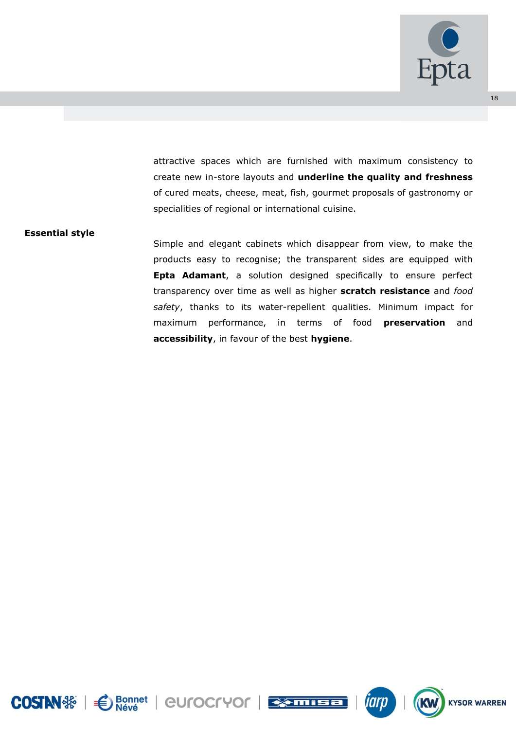attractive spaces which are furnished with maximum consistency to create new in-store layouts and **underline the quality and freshness** of cured meats, cheese, meat, fish, gourmet proposals of gastronomy or specialities of regional or international cuisine.

**Essential style**

Simple and elegant cabinets which disappear from view, to make the products easy to recognise; the transparent sides are equipped with **Epta Adamant**, a solution designed specifically to ensure perfect transparency over time as well as higher **scratch resistance** and *food safety*, thanks to its water-repellent qualities. Minimum impact for maximum performance, in terms of food **preservation** and **accessibility**, in favour of the best **hygiene**.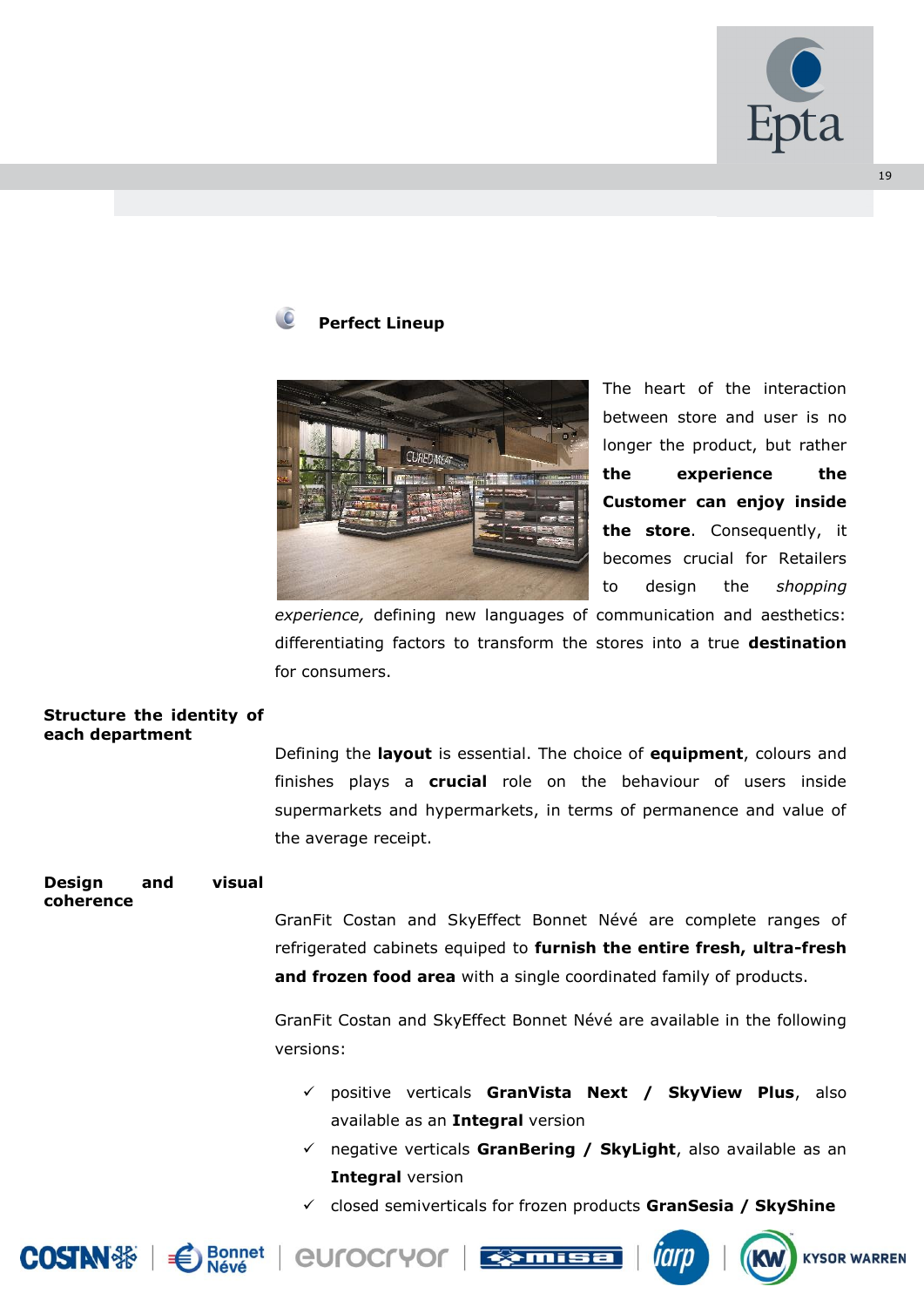## Perfect Lineup

The heart of the interaction between store and user is no longer the product, but rather **the experience the Customer can enjoy inside the store**. Consequently, it becomes crucial for Retailers to design the *shopping experience,* defining new languages of communication and aesthetics: differentiating factors to transform the stores into a true **destination** for consumers.

**Structure the identity of each department**

Defining the **layout** is essential. The choice of **equipment**, colours and finishes plays a **crucial** role on the behaviour of users inside supermarkets and hypermarkets, in terms of permanence and value of the average receipt.

**Design and visual coherence**

GranFit Costan and SkyEffect Bonnet Névé are complete ranges of refrigerated cabinets equiped to **furnish the entire fresh, ultra-fresh and frozen food area** with a single coordinated family of products.

GranFit Costan and SkyEffect Bonnet Névé are available in the following versions:

- ✓ positive verticals **GranVista Next / SkyView Plus**, also available as an **Integral** version
- ✓ negative verticals **GranBering / SkyLight**, also available as an **Integral** version
- ✓ closed semiverticals for frozen products **GranSesia / SkyShine**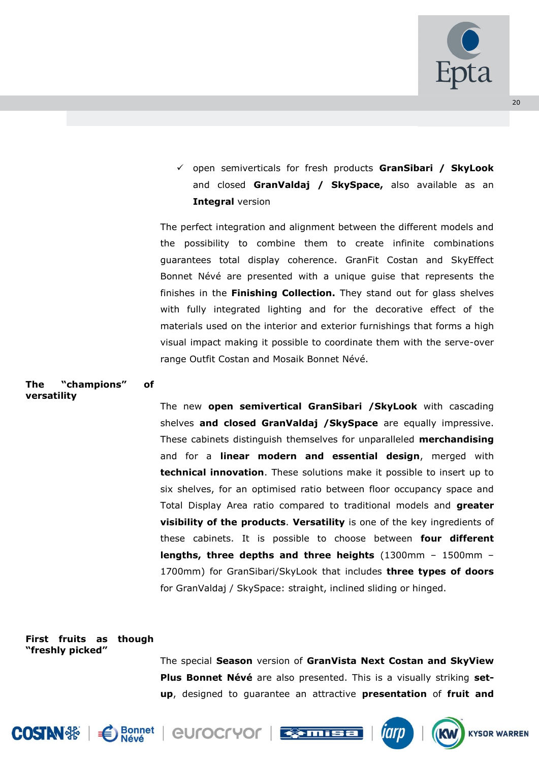- ✓ open semiverticals for fresh products **GranSibari / SkyLook** and closed **GranValdaj / SkySpace,** also available as an **Integral** version

The perfect integration and alignment between the different models and the possibility to combine them to create infinite combinations guarantees total display coherence. GranFit Costan and SkyEffect Bonnet Névé are presented with a unique guise that represents the finishes in the **Finishing Collection.** They stand out for glass shelves with fully integrated lighting and for the decorative effect of the materials used on the interior and exterior furnishings that forms a high visual impact making it possible to coordinate them with the serve-over range Outfit Costan and Mosaik Bonnet Névé.

**The "champions" of versatility**

The new **open semivertical GranSibari /SkyLook** with cascading shelves **and closed GranValdaj /SkySpace** are equally impressive. These cabinets distinguish themselves for unparalleled **merchandising** and for a **linear modern and essential design**, merged with **technical innovation**. These solutions make it possible to insert up to six shelves, for an optimised ratio between floor occupancy space and Total Display Area ratio compared to traditional models and **greater visibility of the products**. **Versatility** is one of the key ingredients of these cabinets. It is possible to choose between **four different lengths, three depths and three heights** (1300mm – 1500mm – 1700mm) for GranSibari/SkyLook that includes **three types of doors** for GranValdaj / SkySpace: straight, inclined sliding or hinged.

**First fruits as though "freshly picked"**

The special **Season** version of **GranVista Next Costan and SkyView Plus Bonnet Névé** are also presented. This is a visually striking **set-up**, designed to guarantee an attractive **presentation** of **fruit and**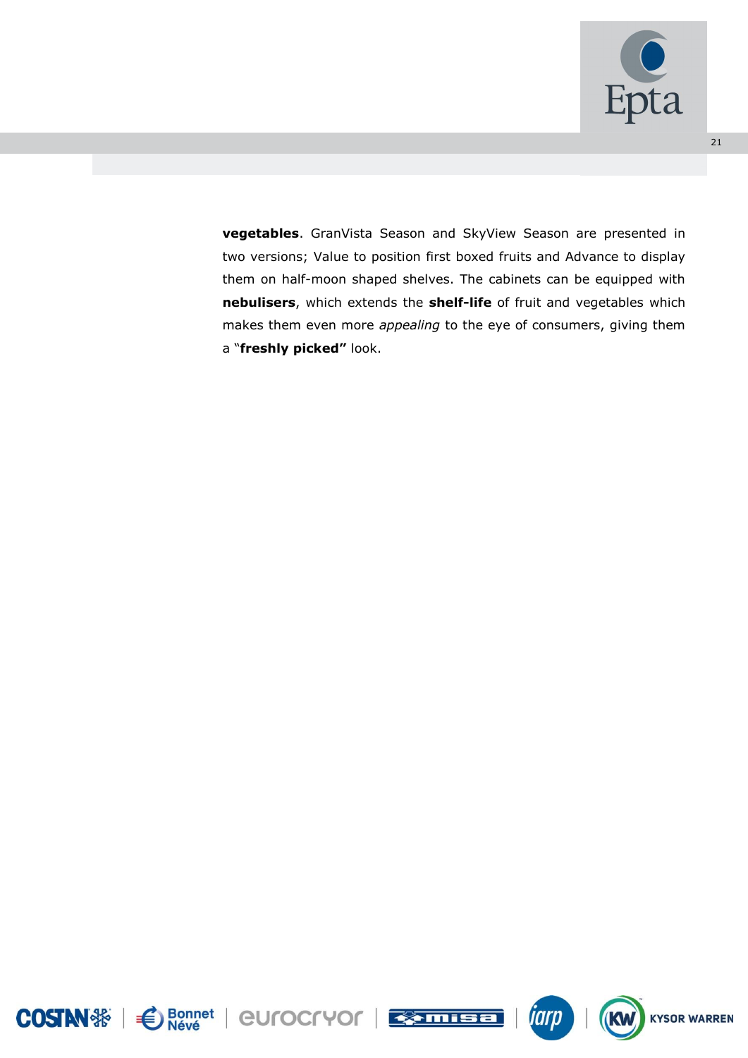**vegetables**. GranVista Season and SkyView Season are presented in two versions; Value to position first boxed fruits and Advance to display them on half-moon shaped shelves. The cabinets can be equipped with **nebulisers**, which extends the **shelf-life** of fruit and vegetables which makes them even more *appealing* to the eye of consumers, giving them a "**freshly picked"** look.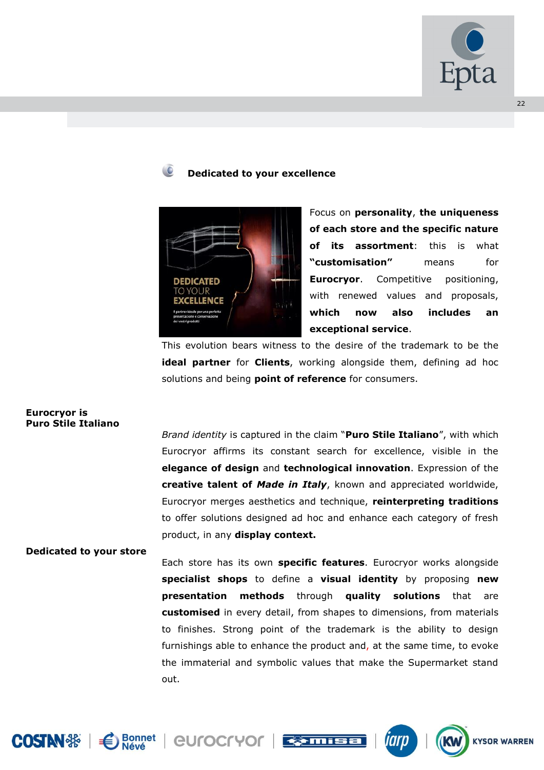## Dedicated to your excellence

Focus on **personality**, **the uniqueness of each store and the specific nature of its assortment**: this is what **"customisation"** means for **Eurocryor**. Competitive positioning, with renewed values and proposals, **which now also includes an exceptional service**.

This evolution bears witness to the desire of the trademark to be the **ideal partner** for **Clients**, working alongside them, defining ad hoc solutions and being **point of reference** for consumers.

### Eurocryor is Puro Stile Italiano

*Brand identity* is captured in the claim "**Puro Stile Italiano**", with which Eurocryor affirms its constant search for excellence, visible in the **elegance of design** and **technological innovation**. Expression of the **creative talent of *Made in Italy***, known and appreciated worldwide, Eurocryor merges aesthetics and technique, **reinterpreting traditions** to offer solutions designed ad hoc and enhance each category of fresh product, in any **display context.**

### Dedicated to your store

Each store has its own **specific features**. Eurocryor works alongside **specialist shops** to define a **visual identity** by proposing **new presentation methods** through **quality solutions** that are **customised** in every detail, from shapes to dimensions, from materials to finishes. Strong point of the trademark is the ability to design furnishings able to enhance the product and, at the same time, to evoke the immaterial and symbolic values that make the Supermarket stand out.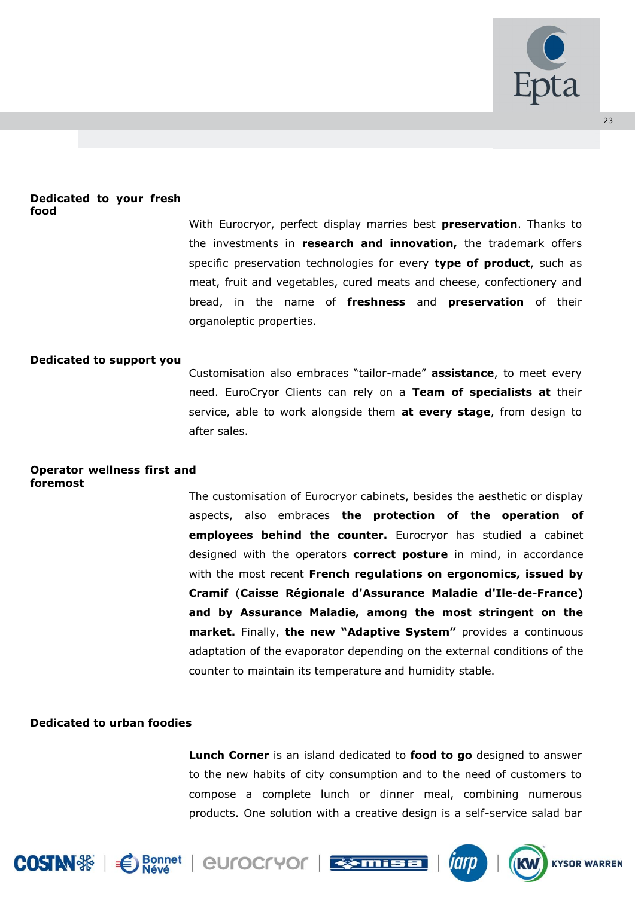**Dedicated to your fresh food**

With Eurocryor, perfect display marries best **preservation**. Thanks to the investments in **research and innovation,** the trademark offers specific preservation technologies for every **type of product**, such as meat, fruit and vegetables, cured meats and cheese, confectionery and bread, in the name of **freshness** and **preservation** of their organoleptic properties.

**Dedicated to support you**

Customisation also embraces "tailor-made" **assistance**, to meet every need. EuroCryor Clients can rely on a **Team of specialists at** their service, able to work alongside them **at every stage**, from design to after sales.

**Operator wellness first and foremost**

The customisation of Eurocryor cabinets, besides the aesthetic or display aspects, also embraces **the protection of the operation of employees behind the counter.** Eurocryor has studied a cabinet designed with the operators **correct posture** in mind, in accordance with the most recent **French regulations on ergonomics, issued by Cramif** (**Caisse Régionale d'Assurance Maladie d'Ile-de-France) and by Assurance Maladie, among the most stringent on the market.** Finally, **the new "Adaptive System"** provides a continuous adaptation of the evaporator depending on the external conditions of the counter to maintain its temperature and humidity stable.

**Dedicated to urban foodies**

**Lunch Corner** is an island dedicated to **food to go** designed to answer to the new habits of city consumption and to the need of customers to compose a complete lunch or dinner meal, combining numerous products. One solution with a creative design is a self-service salad bar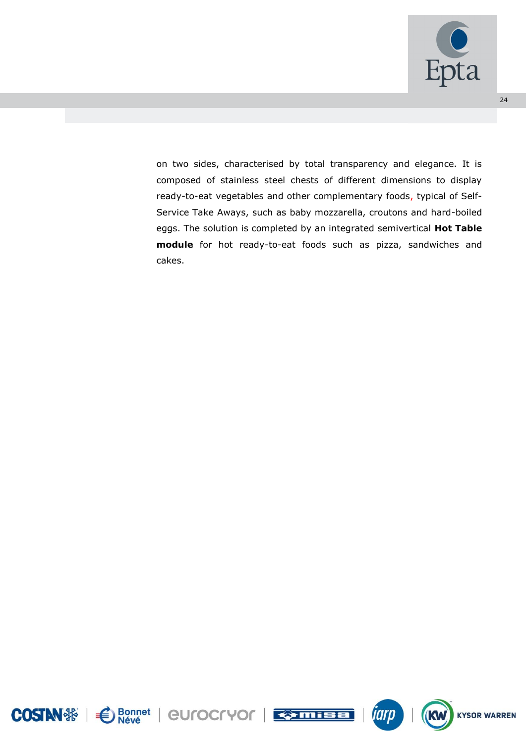on two sides, characterised by total transparency and elegance. It is composed of stainless steel chests of different dimensions to display ready-to-eat vegetables and other complementary foods, typical of Self-Service Take Aways, such as baby mozzarella, croutons and hard-boiled eggs. The solution is completed by an integrated semivertical **Hot Table module** for hot ready-to-eat foods such as pizza, sandwiches and cakes.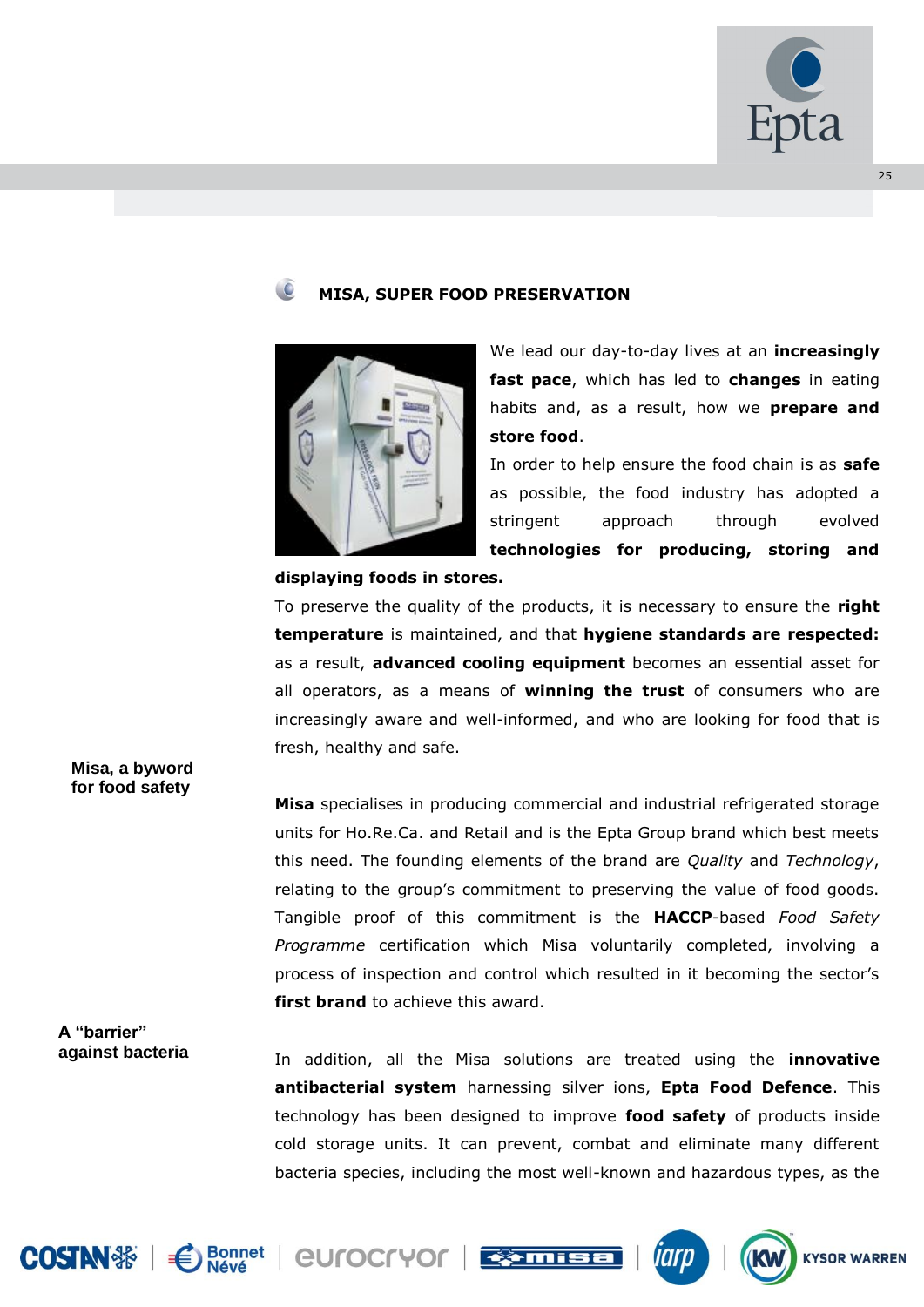## MISA, SUPER FOOD PRESERVATION

We lead our day-to-day lives at an **increasingly fast pace**, which has led to **changes** in eating habits and, as a result, how we **prepare and store food**.

In order to help ensure the food chain is as **safe** as possible, the food industry has adopted a stringent approach through evolved **technologies for producing, storing and displaying foods in stores.**

To preserve the quality of the products, it is necessary to ensure the **right temperature** is maintained, and that **hygiene standards are respected:** as a result, **advanced cooling equipment** becomes an essential asset for all operators, as a means of **winning the trust** of consumers who are increasingly aware and well-informed, and who are looking for food that is fresh, healthy and safe.

**Misa, a byword for food safety**

**Misa** specialises in producing commercial and industrial refrigerated storage units for Ho.Re.Ca. and Retail and is the Epta Group brand which best meets this need. The founding elements of the brand are *Quality* and *Technology*, relating to the group's commitment to preserving the value of food goods. Tangible proof of this commitment is the **HACCP**-based *Food Safety Programme* certification which Misa voluntarily completed, involving a process of inspection and control which resulted in it becoming the sector's **first brand** to achieve this award.

**A "barrier" against bacteria**

In addition, all the Misa solutions are treated using the **innovative antibacterial system** harnessing silver ions, **Epta Food Defence**. This technology has been designed to improve **food safety** of products inside cold storage units. It can prevent, combat and eliminate many different bacteria species, including the most well-known and hazardous types, as the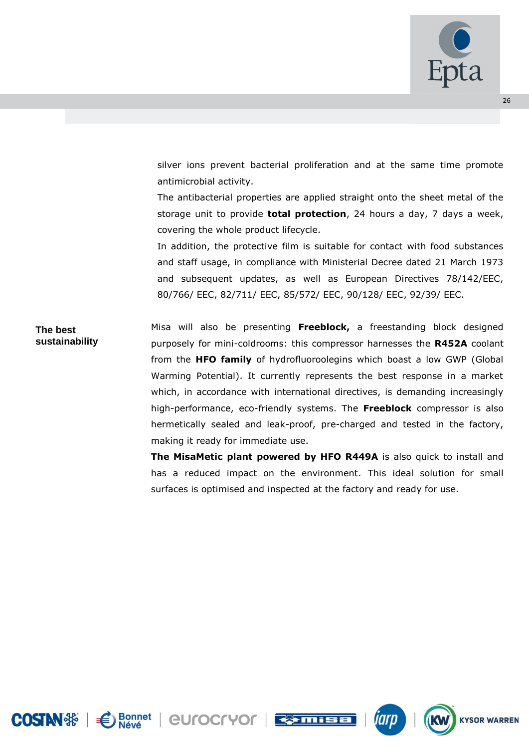silver ions prevent bacterial proliferation and at the same time promote antimicrobial activity.

The antibacterial properties are applied straight onto the sheet metal of the storage unit to provide **total protection**, 24 hours a day, 7 days a week, covering the whole product lifecycle.

In addition, the protective film is suitable for contact with food substances and staff usage, in compliance with Ministerial Decree dated 21 March 1973 and subsequent updates, as well as European Directives 78/142/EEC, 80/766/ EEC, 82/711/ EEC, 85/572/ EEC, 90/128/ EEC, 92/39/ EEC.

**The best sustainability**

Misa will also be presenting **Freeblock,** a freestanding block designed purposely for mini-coldrooms: this compressor harnesses the **R452A** coolant from the **HFO family** of hydrofluoroolegins which boast a low GWP (Global Warming Potential). It currently represents the best response in a market which, in accordance with international directives, is demanding increasingly high-performance, eco-friendly systems. The **Freeblock** compressor is also hermetically sealed and leak-proof, pre-charged and tested in the factory, making it ready for immediate use.

**The MisaMetic plant powered by HFO R449A** is also quick to install and has a reduced impact on the environment. This ideal solution for small surfaces is optimised and inspected at the factory and ready for use.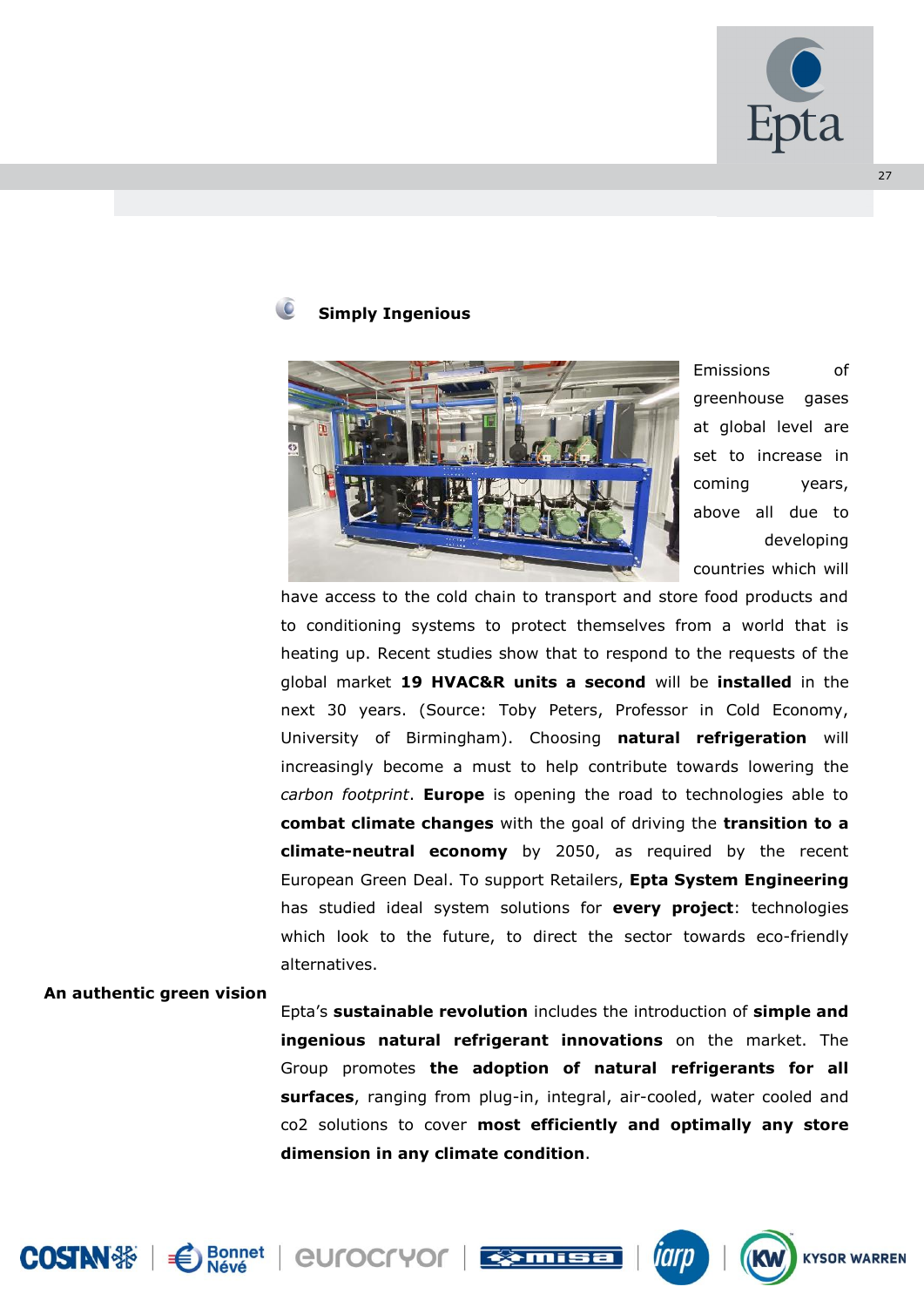## Simply Ingenious

Emissions of greenhouse gases at global level are set to increase in coming years, above all due to developing countries which will have access to the cold chain to transport and store food products and to conditioning systems to protect themselves from a world that is heating up. Recent studies show that to respond to the requests of the global market **19 HVAC&R units a second** will be **installed** in the next 30 years. (Source: Toby Peters, Professor in Cold Economy, University of Birmingham). Choosing **natural refrigeration** will increasingly become a must to help contribute towards lowering the *carbon footprint*. **Europe** is opening the road to technologies able to **combat climate changes** with the goal of driving the **transition to a climate-neutral economy** by 2050, as required by the recent European Green Deal. To support Retailers, **Epta System Engineering** has studied ideal system solutions for **every project**: technologies which look to the future, to direct the sector towards eco-friendly alternatives.

### An authentic green vision

Epta's **sustainable revolution** includes the introduction of **simple and ingenious natural refrigerant innovations** on the market. The Group promotes **the adoption of natural refrigerants for all surfaces**, ranging from plug-in, integral, air-cooled, water cooled and co2 solutions to cover **most efficiently and optimally any store dimension in any climate condition**.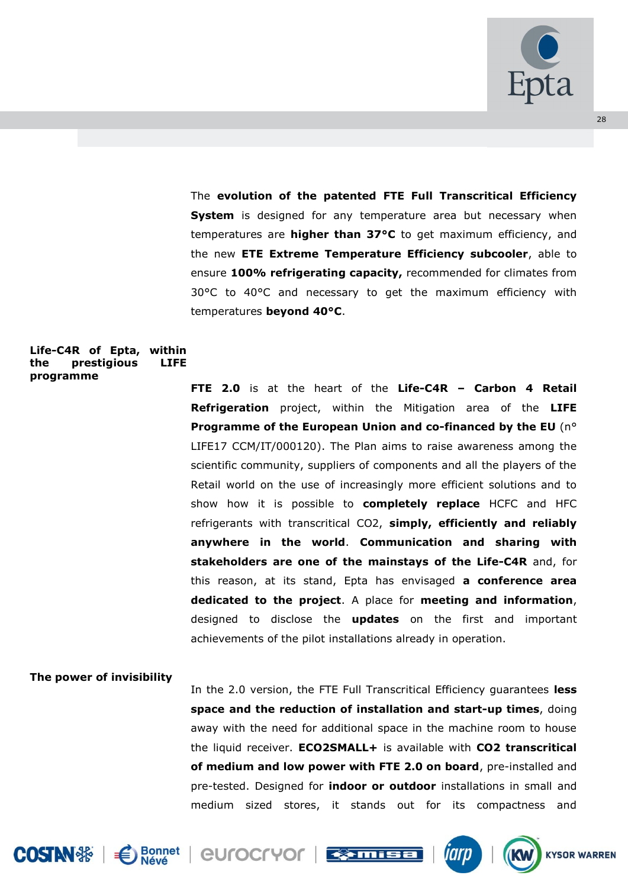The **evolution of the patented FTE Full Transcritical Efficiency System** is designed for any temperature area but necessary when temperatures are **higher than 37°C** to get maximum efficiency, and the new **ETE Extreme Temperature Efficiency subcooler**, able to ensure **100% refrigerating capacity,** recommended for climates from 30°C to 40°C and necessary to get the maximum efficiency with temperatures **beyond 40°C**.

**Life-C4R of Epta, within the prestigious LIFE programme**

**FTE 2.0** is at the heart of the **Life-C4R – Carbon 4 Retail Refrigeration** project, within the Mitigation area of the **LIFE Programme of the European Union and co-financed by the EU** (n° LIFE17 CCM/IT/000120). The Plan aims to raise awareness among the scientific community, suppliers of components and all the players of the Retail world on the use of increasingly more efficient solutions and to show how it is possible to **completely replace** HCFC and HFC refrigerants with transcritical CO2, **simply, efficiently and reliably anywhere in the world**. **Communication and sharing with stakeholders are one of the mainstays of the Life-C4R** and, for this reason, at its stand, Epta has envisaged **a conference area dedicated to the project**. A place for **meeting and information**, designed to disclose the **updates** on the first and important achievements of the pilot installations already in operation.

**The power of invisibility**

In the 2.0 version, the FTE Full Transcritical Efficiency guarantees **less space and the reduction of installation and start-up times**, doing away with the need for additional space in the machine room to house the liquid receiver. **ECO2SMALL+** is available with **CO2 transcritical of medium and low power with FTE 2.0 on board**, pre-installed and pre-tested. Designed for **indoor or outdoor** installations in small and medium sized stores, it stands out for its compactness and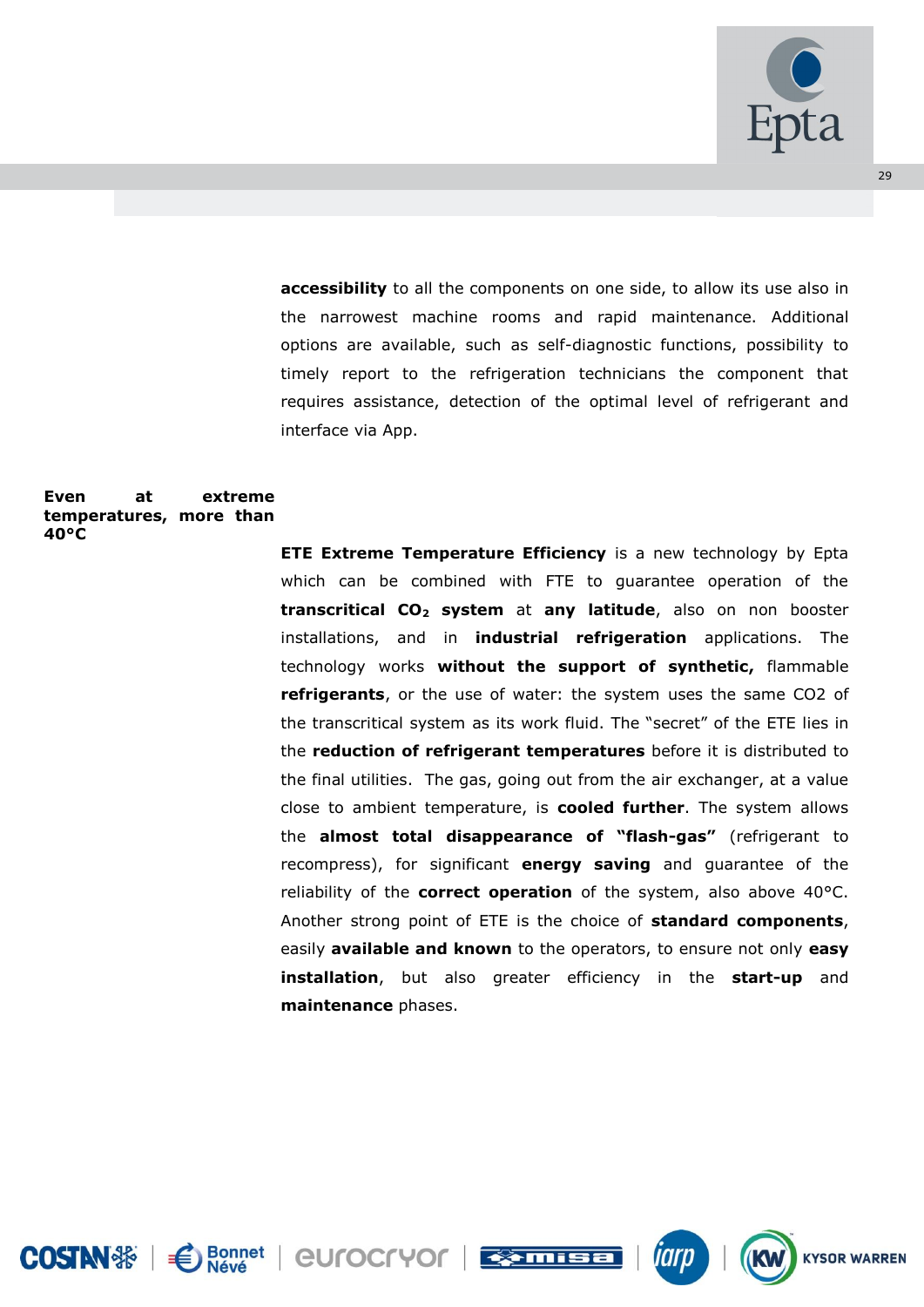**accessibility** to all the components on one side, to allow its use also in the narrowest machine rooms and rapid maintenance. Additional options are available, such as self-diagnostic functions, possibility to timely report to the refrigeration technicians the component that requires assistance, detection of the optimal level of refrigerant and interface via App.

**Even at extreme temperatures, more than 40°C**

**ETE Extreme Temperature Efficiency** is a new technology by Epta which can be combined with FTE to guarantee operation of the **transcritical $CO_2$ system** at **any latitude**, also on non booster installations, and in **industrial refrigeration** applications. The technology works **without the support of synthetic,** flammable **refrigerants**, or the use of water: the system uses the same CO2 of the transcritical system as its work fluid. The "secret" of the ETE lies in the **reduction of refrigerant temperatures** before it is distributed to the final utilities. The gas, going out from the air exchanger, at a value close to ambient temperature, is **cooled further**. The system allows the **almost total disappearance of "flash-gas"** (refrigerant to recompress), for significant **energy saving** and guarantee of the reliability of the **correct operation** of the system, also above 40°C. Another strong point of ETE is the choice of **standard components**, easily **available and known** to the operators, to ensure not only **easy installation**, but also greater efficiency in the **start-up** and **maintenance** phases.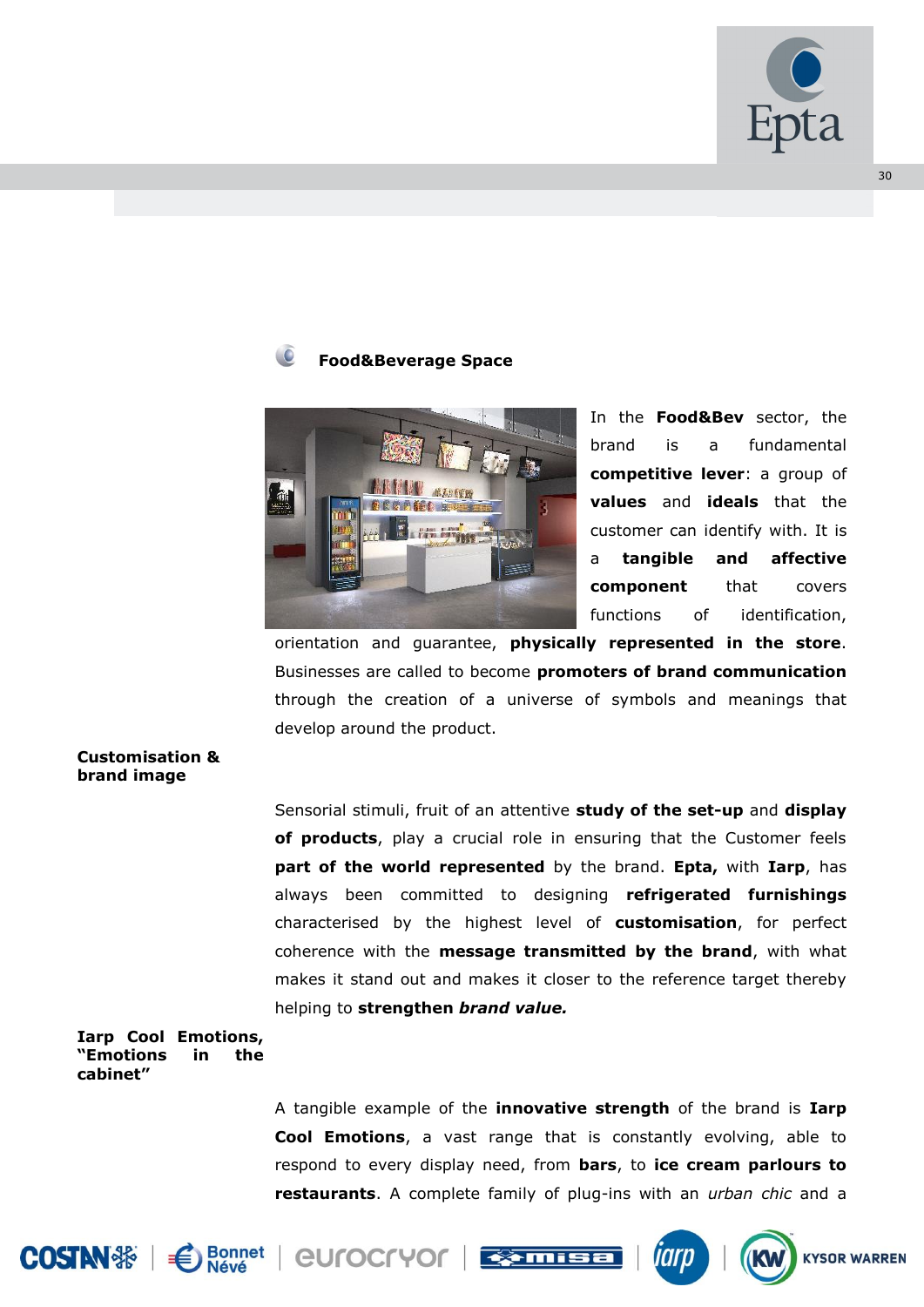## Food&Beverage Space

In the **Food&Bev** sector, the brand is a fundamental **competitive lever**: a group of **values** and **ideals** that the customer can identify with. It is a **tangible and affective component** that covers functions of identification, orientation and guarantee, **physically represented in the store**. Businesses are called to become **promoters of brand communication** through the creation of a universe of symbols and meanings that develop around the product.

**Customisation & brand image**

Sensorial stimuli, fruit of an attentive **study of the set-up** and **display of products**, play a crucial role in ensuring that the Customer feels **part of the world represented** by the brand. **Epta,** with **Iarp**, has always been committed to designing **refrigerated furnishings** characterised by the highest level of **customisation**, for perfect coherence with the **message transmitted by the brand**, with what makes it stand out and makes it closer to the reference target thereby helping to **strengthen *brand value.***

**Iarp Cool Emotions, "Emotions in the cabinet"**

A tangible example of the **innovative strength** of the brand is **Iarp Cool Emotions**, a vast range that is constantly evolving, able to respond to every display need, from **bars**, to **ice cream parlours to restaurants**. A complete family of plug-ins with an *urban chic* and a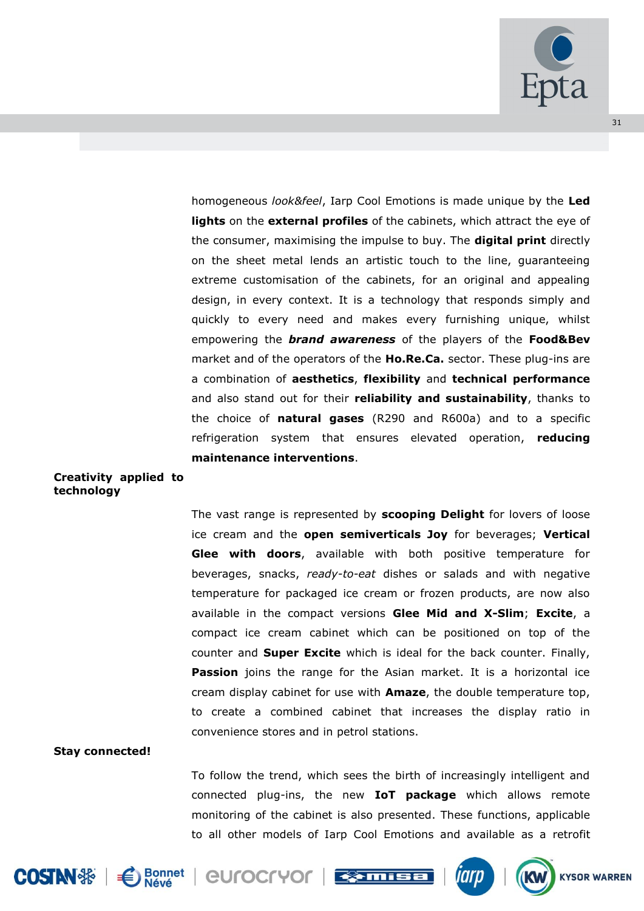homogeneous *look&feel*, Iarp Cool Emotions is made unique by the **Led lights** on the **external profiles** of the cabinets, which attract the eye of the consumer, maximising the impulse to buy. The **digital print** directly on the sheet metal lends an artistic touch to the line, guaranteeing extreme customisation of the cabinets, for an original and appealing design, in every context. It is a technology that responds simply and quickly to every need and makes every furnishing unique, whilst empowering the ***brand awareness*** of the players of the **Food&Bev** market and of the operators of the **Ho.Re.Ca.** sector. These plug-ins are a combination of **aesthetics**, **flexibility** and **technical performance** and also stand out for their **reliability and sustainability**, thanks to the choice of **natural gases** (R290 and R600a) and to a specific refrigeration system that ensures elevated operation, **reducing maintenance interventions**.

**Creativity applied to technology**

The vast range is represented by **scooping Delight** for lovers of loose ice cream and the **open semiverticals Joy** for beverages; **Vertical Glee with doors**, available with both positive temperature for beverages, snacks, *ready-to-eat* dishes or salads and with negative temperature for packaged ice cream or frozen products, are now also available in the compact versions **Glee Mid and X-Slim**; **Excite**, a compact ice cream cabinet which can be positioned on top of the counter and **Super Excite** which is ideal for the back counter. Finally, **Passion** joins the range for the Asian market. It is a horizontal ice cream display cabinet for use with **Amaze**, the double temperature top, to create a combined cabinet that increases the display ratio in convenience stores and in petrol stations.

**Stay connected!**

To follow the trend, which sees the birth of increasingly intelligent and connected plug-ins, the new **IoT package** which allows remote monitoring of the cabinet is also presented. These functions, applicable to all other models of Iarp Cool Emotions and available as a retrofit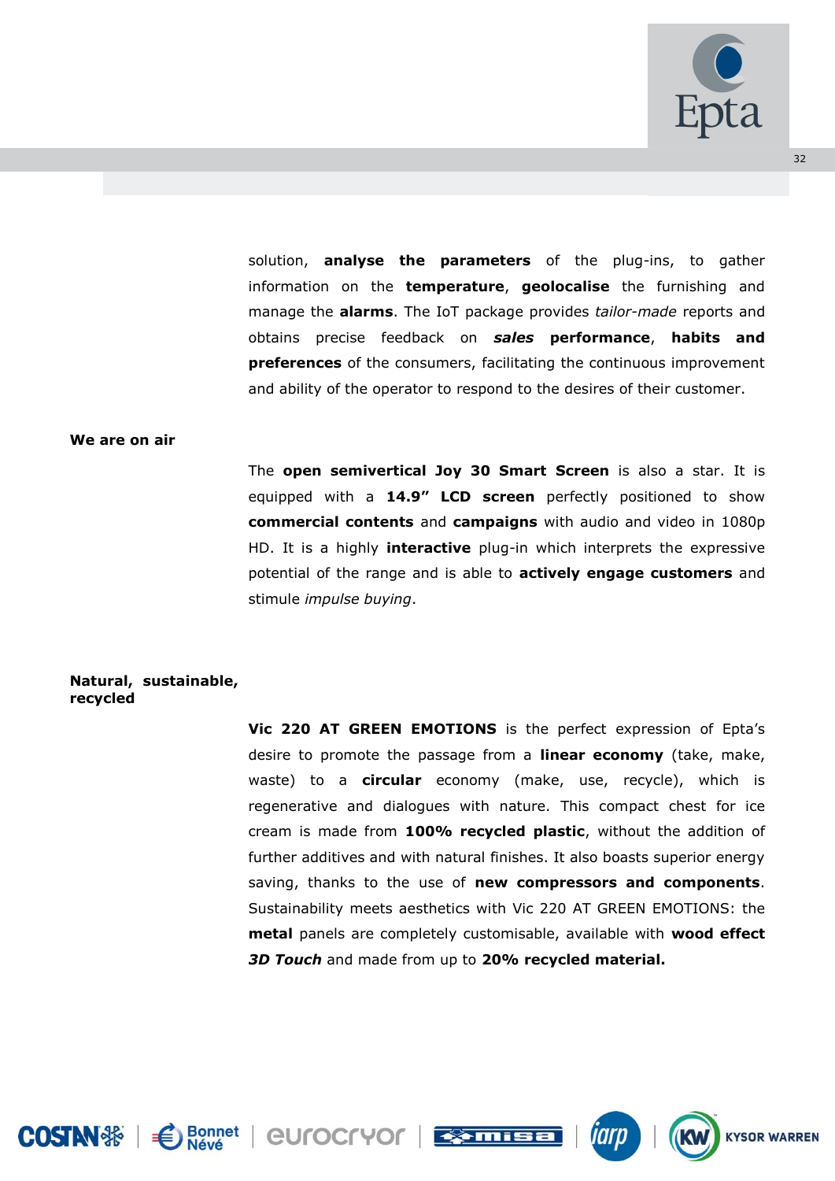solution, **analyse the parameters** of the plug-ins, to gather information on the **temperature**, **geolocalise** the furnishing and manage the **alarms**. The IoT package provides *tailor-made* reports and obtains precise feedback on ***sales*** **performance**, **habits and preferences** of the consumers, facilitating the continuous improvement and ability of the operator to respond to the desires of their customer.

**We are on air**

The **open semivertical Joy 30 Smart Screen** is also a star. It is equipped with a **14.9" LCD screen** perfectly positioned to show **commercial contents** and **campaigns** with audio and video in 1080p HD. It is a highly **interactive** plug-in which interprets the expressive potential of the range and is able to **actively engage customers** and stimule *impulse buying*.

**Natural, sustainable, recycled**

**Vic 220 AT GREEN EMOTIONS** is the perfect expression of Epta's desire to promote the passage from a **linear economy** (take, make, waste) to a **circular** economy (make, use, recycle), which is regenerative and dialogues with nature. This compact chest for ice cream is made from **100% recycled plastic**, without the addition of further additives and with natural finishes. It also boasts superior energy saving, thanks to the use of **new compressors and components**. Sustainability meets aesthetics with Vic 220 AT GREEN EMOTIONS: the **metal** panels are completely customisable, available with **wood effect** ***3D Touch*** and made from up to **20% recycled material.**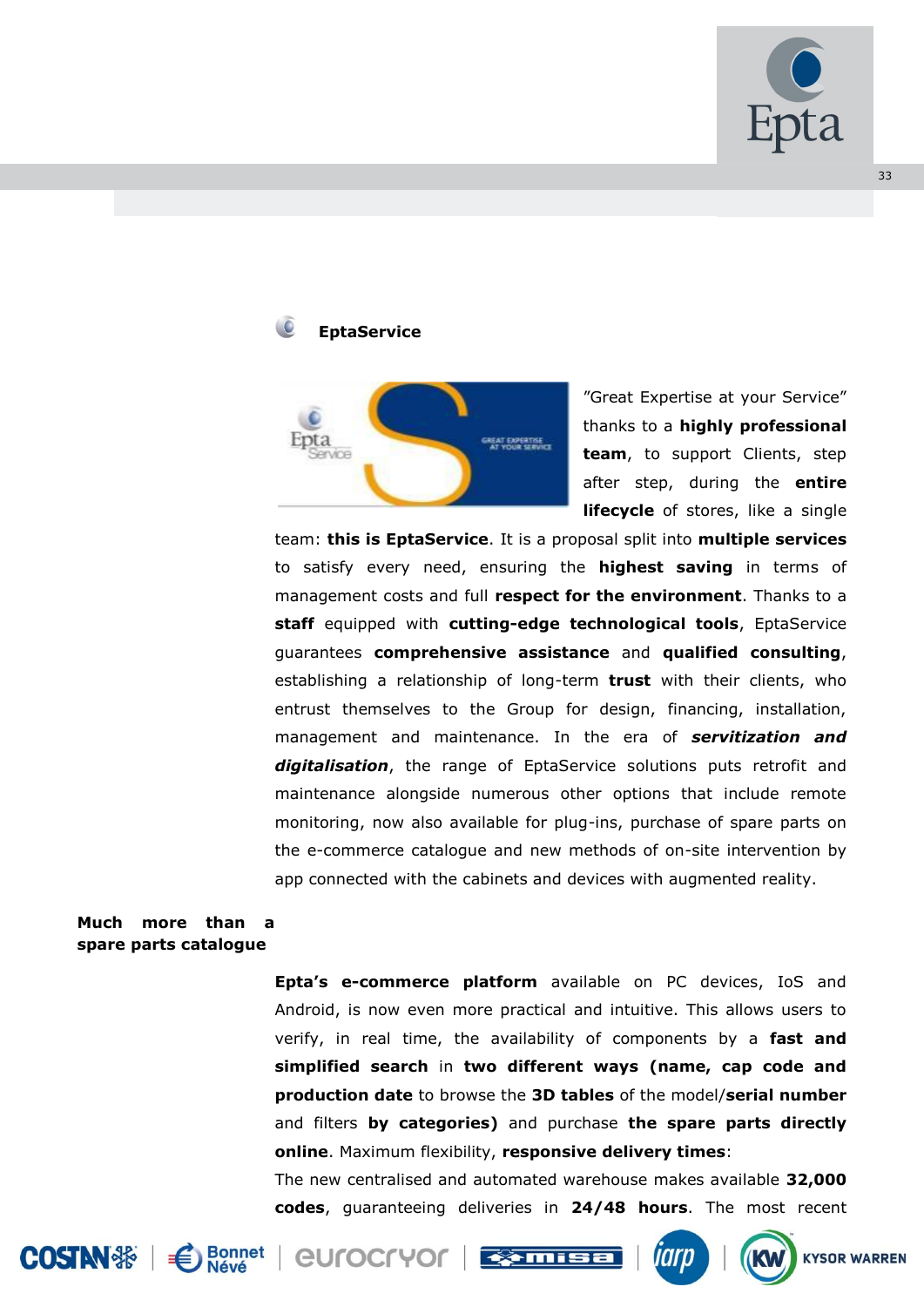## EptaService

"Great Expertise at your Service" thanks to a **highly professional team**, to support Clients, step after step, during the **entire lifecycle** of stores, like a single team: **this is EptaService**. It is a proposal split into **multiple services** to satisfy every need, ensuring the **highest saving** in terms of management costs and full **respect for the environment**. Thanks to a **staff** equipped with **cutting-edge technological tools**, EptaService guarantees **comprehensive assistance** and **qualified consulting**, establishing a relationship of long-term **trust** with their clients, who entrust themselves to the Group for design, financing, installation, management and maintenance. In the era of ***servitization and digitalisation***, the range of EptaService solutions puts retrofit and maintenance alongside numerous other options that include remote monitoring, now also available for plug-ins, purchase of spare parts on the e-commerce catalogue and new methods of on-site intervention by app connected with the cabinets and devices with augmented reality.

**Much more than a spare parts catalogue**

**Epta's e-commerce platform** available on PC devices, IoS and Android, is now even more practical and intuitive. This allows users to verify, in real time, the availability of components by a **fast and simplified search** in **two different ways (name, cap code and production date** to browse the **3D tables** of the model/**serial number** and filters **by categories)** and purchase **the spare parts directly online**. Maximum flexibility, **responsive delivery times**:

The new centralised and automated warehouse makes available **32,000 codes**, guaranteeing deliveries in **24/48 hours**. The most recent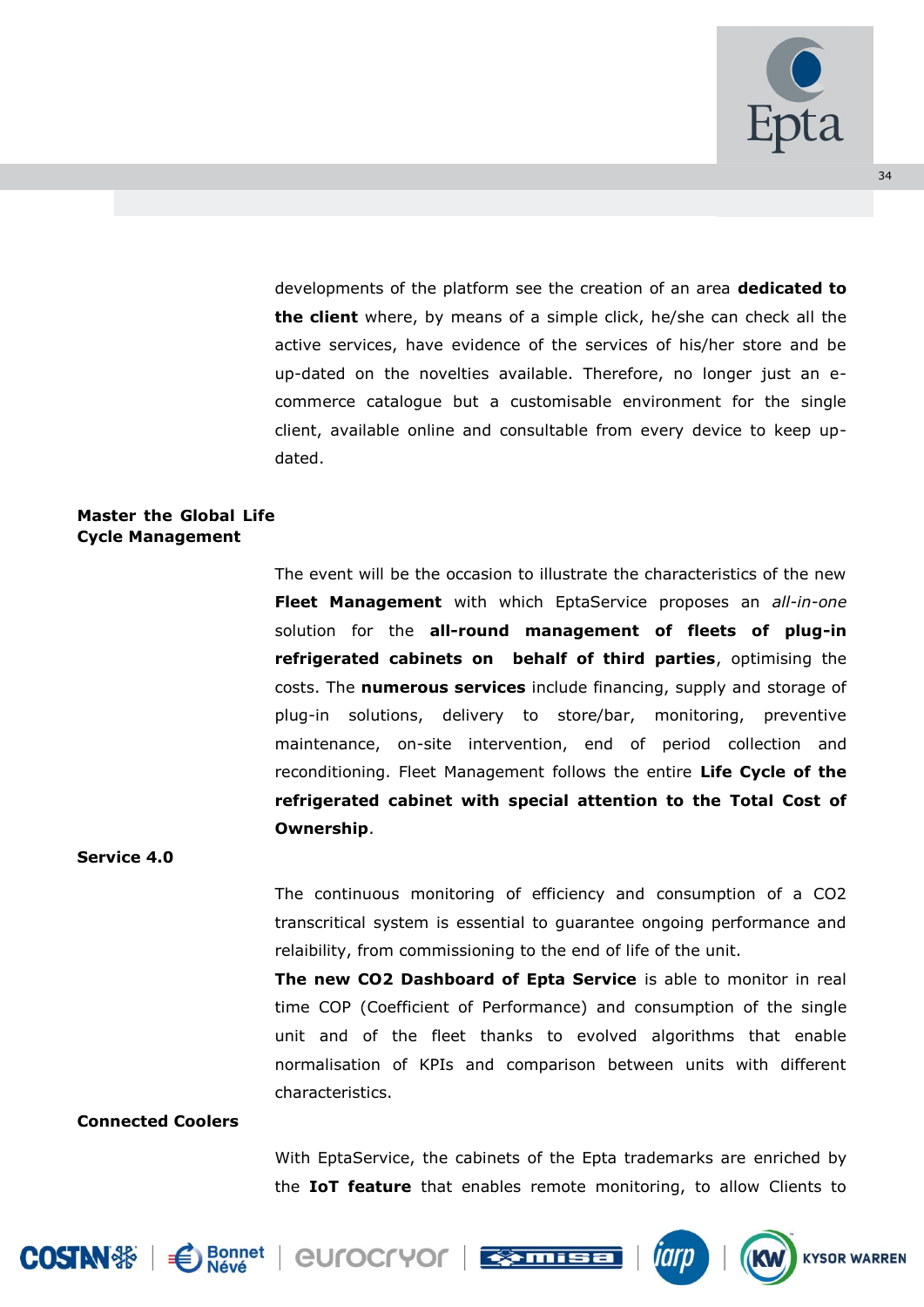developments of the platform see the creation of an area **dedicated to the client** where, by means of a simple click, he/she can check all the active services, have evidence of the services of his/her store and be up-dated on the novelties available. Therefore, no longer just an e-commerce catalogue but a customisable environment for the single client, available online and consultable from every device to keep up-dated.

**Master the Global Life Cycle Management**

The event will be the occasion to illustrate the characteristics of the new **Fleet Management** with which EptaService proposes an *all-in-one* solution for the **all-round management of fleets of plug-in refrigerated cabinets on behalf of third parties**, optimising the costs. The **numerous services** include financing, supply and storage of plug-in solutions, delivery to store/bar, monitoring, preventive maintenance, on-site intervention, end of period collection and reconditioning. Fleet Management follows the entire **Life Cycle of the refrigerated cabinet with special attention to the Total Cost of Ownership**.

**Service 4.0**

The continuous monitoring of efficiency and consumption of a $CO_2$ transcritical system is essential to guarantee ongoing performance and relaibility, from commissioning to the end of life of the unit.

**The new $CO_2$ Dashboard of Epta Service** is able to monitor in real time COP (Coefficient of Performance) and consumption of the single unit and of the fleet thanks to evolved algorithms that enable normalisation of KPIs and comparison between units with different characteristics.

**Connected Coolers**

With EptaService, the cabinets of the Epta trademarks are enriched by the **IoT feature** that enables remote monitoring, to allow Clients to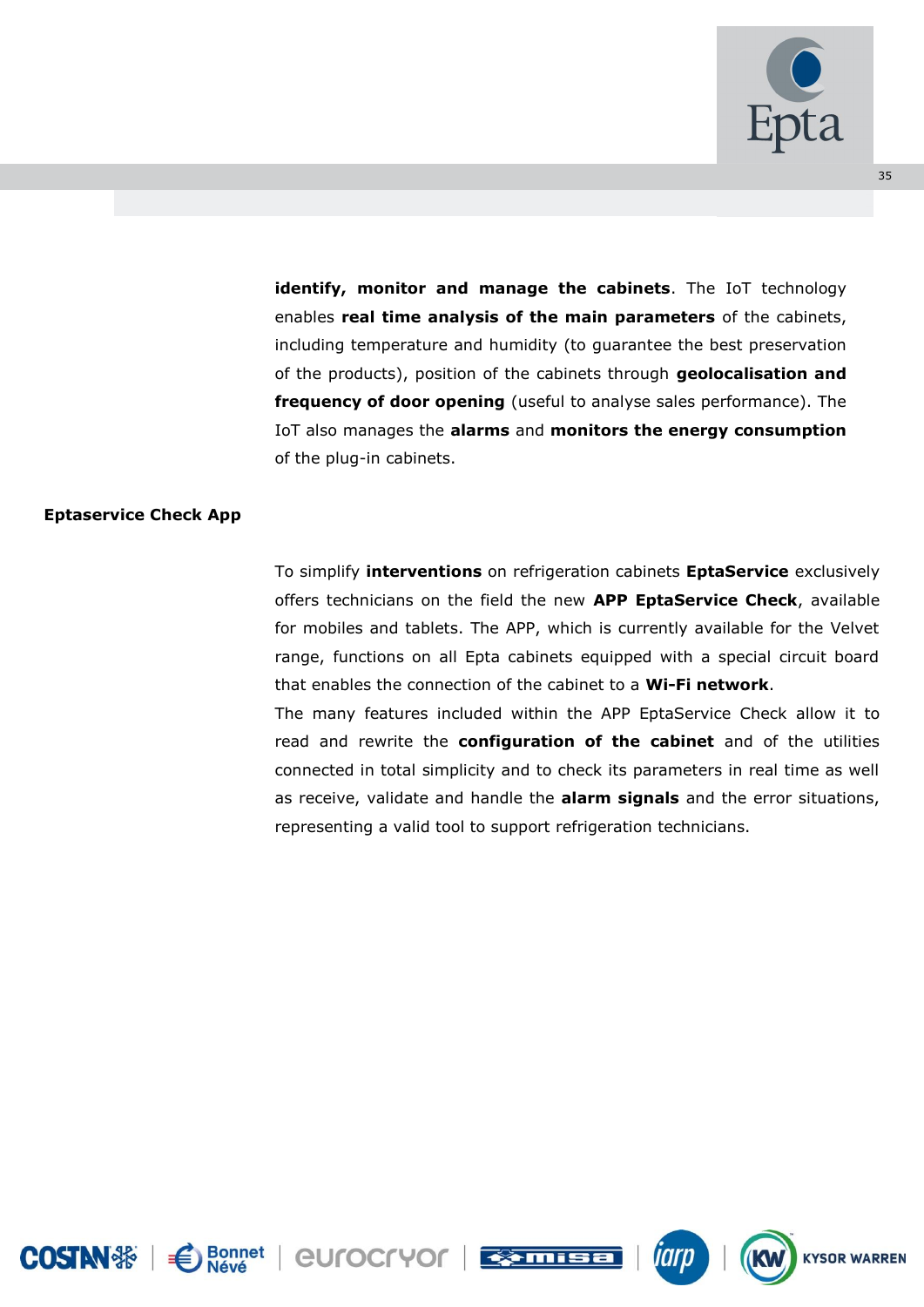**identify, monitor and manage the cabinets**. The IoT technology enables **real time analysis of the main parameters** of the cabinets, including temperature and humidity (to guarantee the best preservation of the products), position of the cabinets through **geolocalisation and frequency of door opening** (useful to analyse sales performance). The IoT also manages the **alarms** and **monitors the energy consumption** of the plug-in cabinets.

### Eptaservice Check App

To simplify **interventions** on refrigeration cabinets **EptaService** exclusively offers technicians on the field the new **APP EptaService Check**, available for mobiles and tablets. The APP, which is currently available for the Velvet range, functions on all Epta cabinets equipped with a special circuit board that enables the connection of the cabinet to a **Wi-Fi network**.
The many features included within the APP EptaService Check allow it to read and rewrite the **configuration of the cabinet** and of the utilities connected in total simplicity and to check its parameters in real time as well as receive, validate and handle the **alarm signals** and the error situations, representing a valid tool to support refrigeration technicians.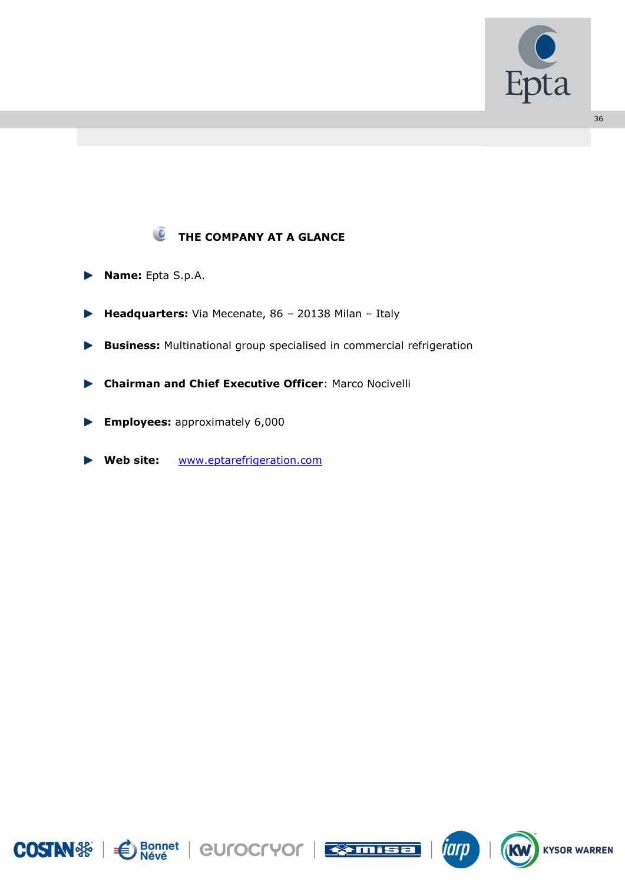## THE COMPANY AT A GLANCE

- **Name:** Epta S.p.A.
- **Headquarters:** Via Mecenate, 86 – 20138 Milan – Italy
- **Business:** Multinational group specialised in commercial refrigeration
- **Chairman and Chief Executive Officer**: Marco Nocivelli
- **Employees:** approximately 6,000
- **Web site:** www.eptarefrigeration.com